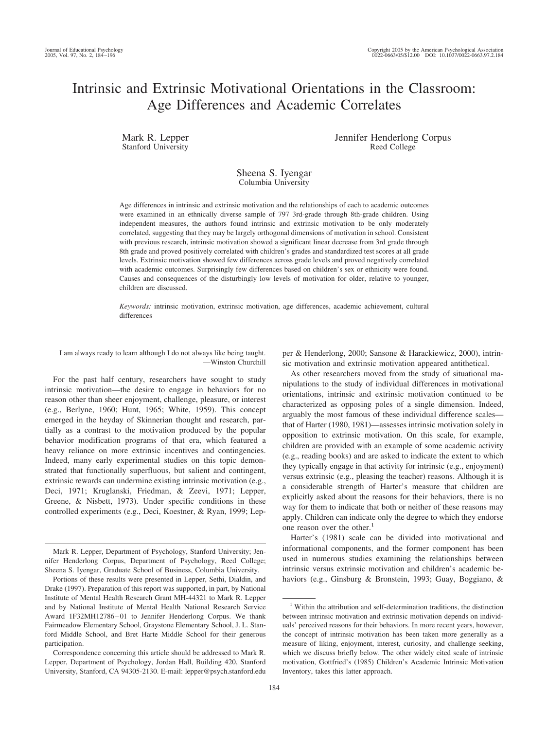# Intrinsic and Extrinsic Motivational Orientations in the Classroom: Age Differences and Academic Correlates

Mark R. Lepper
Stanford University

Jennifer Henderlong Corpus
Reed College

Sheena S. Iyengar
Columbia University

Age differences in intrinsic and extrinsic motivation and the relationships of each to academic outcomes were examined in an ethnically diverse sample of 797 3rd-grade through 8th-grade children. Using independent measures, the authors found intrinsic and extrinsic motivation to be only moderately correlated, suggesting that they may be largely orthogonal dimensions of motivation in school. Consistent with previous research, intrinsic motivation showed a significant linear decrease from 3rd grade through 8th grade and proved positively correlated with children's grades and standardized test scores at all grade levels. Extrinsic motivation showed few differences across grade levels and proved negatively correlated with academic outcomes. Surprisingly few differences based on children's sex or ethnicity were found. Causes and consequences of the disturbingly low levels of motivation for older, relative to younger, children are discussed.

*Keywords:* intrinsic motivation, extrinsic motivation, age differences, academic achievement, cultural differences

> I am always ready to learn although I do not always like being taught.
> —Winston Churchill

For the past half century, researchers have sought to study intrinsic motivation—the desire to engage in behaviors for no reason other than sheer enjoyment, challenge, pleasure, or interest (e.g., Berlyne, 1960; Hunt, 1965; White, 1959). This concept emerged in the heyday of Skinnerian thought and research, partially as a contrast to the motivation produced by the popular behavior modification programs of that era, which featured a heavy reliance on more extrinsic incentives and contingencies. Indeed, many early experimental studies on this topic demonstrated that functionally superfluous, but salient and contingent, extrinsic rewards can undermine existing intrinsic motivation (e.g., Deci, 1971; Kruglanski, Friedman, & Zeevi, 1971; Lepper, Greene, & Nisbett, 1973). Under specific conditions in these controlled experiments (e.g., Deci, Koestner, & Ryan, 1999; Lepper & Henderlong, 2000; Sansone & Harackiewicz, 2000), intrinsic motivation and extrinsic motivation appeared antithetical.

As other researchers moved from the study of situational manipulations to the study of individual differences in motivational orientations, intrinsic and extrinsic motivation continued to be characterized as opposing poles of a single dimension. Indeed, arguably the most famous of these individual difference scales—that of Harter (1980, 1981)—assesses intrinsic motivation solely in opposition to extrinsic motivation. On this scale, for example, children are provided with an example of some academic activity (e.g., reading books) and are asked to indicate the extent to which they typically engage in that activity for intrinsic (e.g., enjoyment) versus extrinsic (e.g., pleasing the teacher) reasons. Although it is a considerable strength of Harter's measure that children are explicitly asked about the reasons for their behaviors, there is no way for them to indicate that both or neither of these reasons may apply. Children can indicate only the degree to which they endorse one reason over the other.[1]

Harter's (1981) scale can be divided into motivational and informational components, and the former component has been used in numerous studies examining the relationships between intrinsic versus extrinsic motivation and children's academic behaviors (e.g., Ginsburg & Bronstein, 1993; Guay, Boggiano, &

---

Mark R. Lepper, Department of Psychology, Stanford University; Jennifer Henderlong Corpus, Department of Psychology, Reed College; Sheena S. Iyengar, Graduate School of Business, Columbia University.

Portions of these results were presented in Lepper, Sethi, Dialdin, and Drake (1997). Preparation of this report was supported, in part, by National Institute of Mental Health Research Grant MH-44321 to Mark R. Lepper and by National Institute of Mental Health National Research Service Award 1F32MH12786–01 to Jennifer Henderlong Corpus. We thank Fairmeadow Elementary School, Graystone Elementary School, J. L. Stanford Middle School, and Bret Harte Middle School for their generous participation.

Correspondence concerning this article should be addressed to Mark R. Lepper, Department of Psychology, Jordan Hall, Building 420, Stanford University, Stanford, CA 94305-2130. E-mail: lepper@psych.stanford.edu

[1] Within the attribution and self-determination traditions, the distinction between intrinsic motivation and extrinsic motivation depends on individuals' perceived reasons for their behaviors. In more recent years, however, the concept of intrinsic motivation has been taken more generally as a measure of liking, enjoyment, interest, curiosity, and challenge seeking, which we discuss briefly below. The other widely cited scale of intrinsic motivation, Gottfried's (1985) Children's Academic Intrinsic Motivation Inventory, takes this latter approach.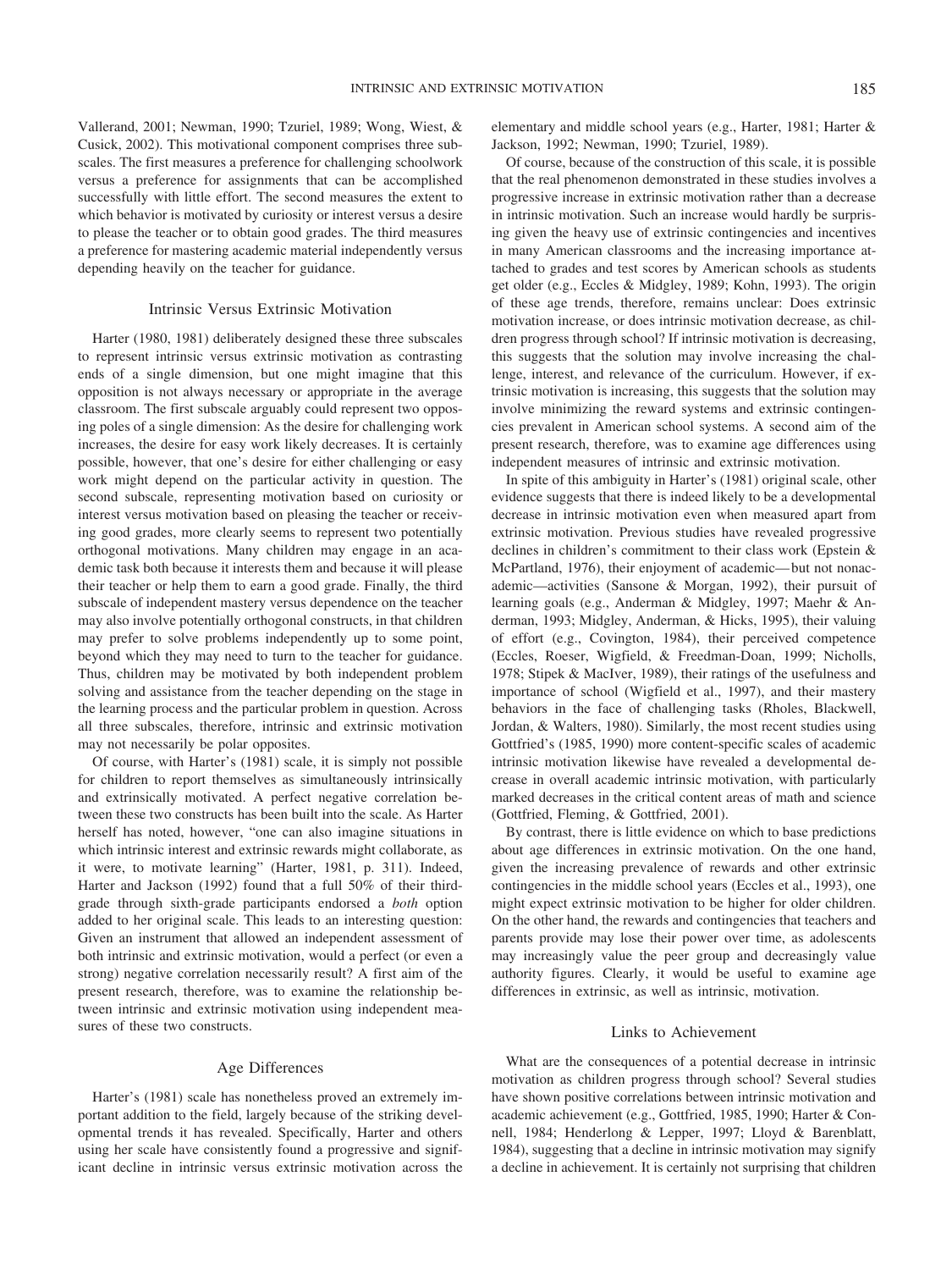Vallerand, 2001; Newman, 1990; Tzuriel, 1989; Wong, Wiest, & Cusick, 2002). This motivational component comprises three subscales. The first measures a preference for challenging schoolwork versus a preference for assignments that can be accomplished successfully with little effort. The second measures the extent to which behavior is motivated by curiosity or interest versus a desire to please the teacher or to obtain good grades. The third measures a preference for mastering academic material independently versus depending heavily on the teacher for guidance.

## Intrinsic Versus Extrinsic Motivation

Harter (1980, 1981) deliberately designed these three subscales to represent intrinsic versus extrinsic motivation as contrasting ends of a single dimension, but one might imagine that this opposition is not always necessary or appropriate in the average classroom. The first subscale arguably could represent two opposing poles of a single dimension: As the desire for challenging work increases, the desire for easy work likely decreases. It is certainly possible, however, that one's desire for either challenging or easy work might depend on the particular activity in question. The second subscale, representing motivation based on curiosity or interest versus motivation based on pleasing the teacher or receiving good grades, more clearly seems to represent two potentially orthogonal motivations. Many children may engage in an academic task both because it interests them and because it will please their teacher or help them to earn a good grade. Finally, the third subscale of independent mastery versus dependence on the teacher may also involve potentially orthogonal constructs, in that children may prefer to solve problems independently up to some point, beyond which they may need to turn to the teacher for guidance. Thus, children may be motivated by both independent problem solving and assistance from the teacher depending on the stage in the learning process and the particular problem in question. Across all three subscales, therefore, intrinsic and extrinsic motivation may not necessarily be polar opposites.

Of course, with Harter's (1981) scale, it is simply not possible for children to report themselves as simultaneously intrinsically and extrinsically motivated. A perfect negative correlation between these two constructs has been built into the scale. As Harter herself has noted, however, "one can also imagine situations in which intrinsic interest and extrinsic rewards might collaborate, as it were, to motivate learning" (Harter, 1981, p. 311). Indeed, Harter and Jackson (1992) found that a full 50% of their third-grade through sixth-grade participants endorsed a *both* option added to her original scale. This leads to an interesting question: Given an instrument that allowed an independent assessment of both intrinsic and extrinsic motivation, would a perfect (or even a strong) negative correlation necessarily result? A first aim of the present research, therefore, was to examine the relationship between intrinsic and extrinsic motivation using independent measures of these two constructs.

## Age Differences

Harter's (1981) scale has nonetheless proved an extremely important addition to the field, largely because of the striking developmental trends it has revealed. Specifically, Harter and others using her scale have consistently found a progressive and significant decline in intrinsic versus extrinsic motivation across the elementary and middle school years (e.g., Harter, 1981; Harter & Jackson, 1992; Newman, 1990; Tzuriel, 1989).

Of course, because of the construction of this scale, it is possible that the real phenomenon demonstrated in these studies involves a progressive increase in extrinsic motivation rather than a decrease in intrinsic motivation. Such an increase would hardly be surprising given the heavy use of extrinsic contingencies and incentives in many American classrooms and the increasing importance attached to grades and test scores by American schools as students get older (e.g., Eccles & Midgley, 1989; Kohn, 1993). The origin of these age trends, therefore, remains unclear: Does extrinsic motivation increase, or does intrinsic motivation decrease, as children progress through school? If intrinsic motivation is decreasing, this suggests that the solution may involve increasing the challenge, interest, and relevance of the curriculum. However, if extrinsic motivation is increasing, this suggests that the solution may involve minimizing the reward systems and extrinsic contingencies prevalent in American school systems. A second aim of the present research, therefore, was to examine age differences using independent measures of intrinsic and extrinsic motivation.

In spite of this ambiguity in Harter's (1981) original scale, other evidence suggests that there is indeed likely to be a developmental decrease in intrinsic motivation even when measured apart from extrinsic motivation. Previous studies have revealed progressive declines in children's commitment to their class work (Epstein & McPartland, 1976), their enjoyment of academic—but not nonacademic—activities (Sansone & Morgan, 1992), their pursuit of learning goals (e.g., Anderman & Midgley, 1997; Maehr & Anderman, 1993; Midgley, Anderman, & Hicks, 1995), their valuing of effort (e.g., Covington, 1984), their perceived competence (Eccles, Roeser, Wigfield, & Freedman-Doan, 1999; Nicholls, 1978; Stipek & MacIver, 1989), their ratings of the usefulness and importance of school (Wigfield et al., 1997), and their mastery behaviors in the face of challenging tasks (Rholes, Blackwell, Jordan, & Walters, 1980). Similarly, the most recent studies using Gottfried's (1985, 1990) more content-specific scales of academic intrinsic motivation likewise have revealed a developmental decrease in overall academic intrinsic motivation, with particularly marked decreases in the critical content areas of math and science (Gottfried, Fleming, & Gottfried, 2001).

By contrast, there is little evidence on which to base predictions about age differences in extrinsic motivation. On the one hand, given the increasing prevalence of rewards and other extrinsic contingencies in the middle school years (Eccles et al., 1993), one might expect extrinsic motivation to be higher for older children. On the other hand, the rewards and contingencies that teachers and parents provide may lose their power over time, as adolescents may increasingly value the peer group and decreasingly value authority figures. Clearly, it would be useful to examine age differences in extrinsic, as well as intrinsic, motivation.

## Links to Achievement

What are the consequences of a potential decrease in intrinsic motivation as children progress through school? Several studies have shown positive correlations between intrinsic motivation and academic achievement (e.g., Gottfried, 1985, 1990; Harter & Connell, 1984; Henderlong & Lepper, 1997; Lloyd & Barenblatt, 1984), suggesting that a decline in intrinsic motivation may signify a decline in achievement. It is certainly not surprising that children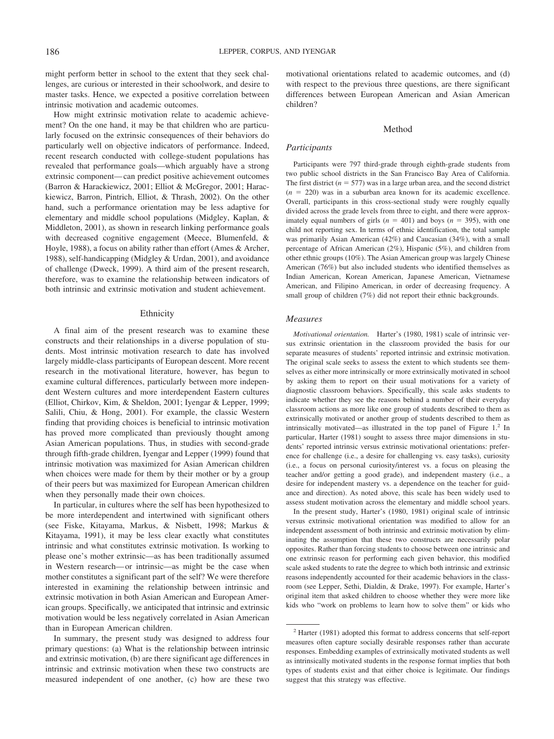might perform better in school to the extent that they seek challenges, are curious or interested in their schoolwork, and desire to master tasks. Hence, we expected a positive correlation between intrinsic motivation and academic outcomes.

How might extrinsic motivation relate to academic achievement? On the one hand, it may be that children who are particularly focused on the extrinsic consequences of their behaviors do particularly well on objective indicators of performance. Indeed, recent research conducted with college-student populations has revealed that performance goals—which arguably have a strong extrinsic component—can predict positive achievement outcomes (Barron & Harackiewicz, 2001; Elliot & McGregor, 2001; Harackiewicz, Barron, Pintrich, Elliot, & Thrash, 2002). On the other hand, such a performance orientation may be less adaptive for elementary and middle school populations (Midgley, Kaplan, & Middleton, 2001), as shown in research linking performance goals with decreased cognitive engagement (Meece, Blumenfeld, & Hoyle, 1988), a focus on ability rather than effort (Ames & Archer, 1988), self-handicapping (Midgley & Urdan, 2001), and avoidance of challenge (Dweck, 1999). A third aim of the present research, therefore, was to examine the relationship between indicators of both intrinsic and extrinsic motivation and student achievement.

## Ethnicity

A final aim of the present research was to examine these constructs and their relationships in a diverse population of students. Most intrinsic motivation research to date has involved largely middle-class participants of European descent. More recent research in the motivational literature, however, has begun to examine cultural differences, particularly between more independent Western cultures and more interdependent Eastern cultures (Elliot, Chirkov, Kim, & Sheldon, 2001; Iyengar & Lepper, 1999; Salili, Chiu, & Hong, 2001). For example, the classic Western finding that providing choices is beneficial to intrinsic motivation has proved more complicated than previously thought among Asian American populations. Thus, in studies with second-grade through fifth-grade children, Iyengar and Lepper (1999) found that intrinsic motivation was maximized for Asian American children when choices were made for them by their mother or by a group of their peers but was maximized for European American children when they personally made their own choices.

In particular, in cultures where the self has been hypothesized to be more interdependent and intertwined with significant others (see Fiske, Kitayama, Markus, & Nisbett, 1998; Markus & Kitayama, 1991), it may be less clear exactly what constitutes intrinsic and what constitutes extrinsic motivation. Is working to please one's mother extrinsic—as has been traditionally assumed in Western research—or intrinsic—as might be the case when mother constitutes a significant part of the self? We were therefore interested in examining the relationship between intrinsic and extrinsic motivation in both Asian American and European American groups. Specifically, we anticipated that intrinsic and extrinsic motivation would be less negatively correlated in Asian American than in European American children.

In summary, the present study was designed to address four primary questions: (a) What is the relationship between intrinsic and extrinsic motivation, (b) are there significant age differences in intrinsic and extrinsic motivation when these two constructs are measured independent of one another, (c) how are these two motivational orientations related to academic outcomes, and (d) with respect to the previous three questions, are there significant differences between European American and Asian American children?

## Method

### Participants

Participants were 797 third-grade through eighth-grade students from two public school districts in the San Francisco Bay Area of California. The first district ($n = 577$) was in a large urban area, and the second district ($n = 220$) was in a suburban area known for its academic excellence. Overall, participants in this cross-sectional study were roughly equally divided across the grade levels from three to eight, and there were approximately equal numbers of girls ($n = 401$) and boys ($n = 395$), with one child not reporting sex. In terms of ethnic identification, the total sample was primarily Asian American (42%) and Caucasian (34%), with a small percentage of African American (2%), Hispanic (5%), and children from other ethnic groups (10%). The Asian American group was largely Chinese American (76%) but also included students who identified themselves as Indian American, Korean American, Japanese American, Vietnamese American, and Filipino American, in order of decreasing frequency. A small group of children (7%) did not report their ethnic backgrounds.

### Measures

*Motivational orientation.* Harter's (1980, 1981) scale of intrinsic versus extrinsic orientation in the classroom provided the basis for our separate measures of students' reported intrinsic and extrinsic motivation. The original scale seeks to assess the extent to which students see themselves as either more intrinsically or more extrinsically motivated in school by asking them to report on their usual motivations for a variety of diagnostic classroom behaviors. Specifically, this scale asks students to indicate whether they see the reasons behind a number of their everyday classroom actions as more like one group of students described to them as extrinsically motivated or another group of students described to them as intrinsically motivated—as illustrated in the top panel of Figure 1.[2] In particular, Harter (1981) sought to assess three major dimensions in students' reported intrinsic versus extrinsic motivational orientations: preference for challenge (i.e., a desire for challenging vs. easy tasks), curiosity (i.e., a focus on personal curiosity/interest vs. a focus on pleasing the teacher and/or getting a good grade), and independent mastery (i.e., a desire for independent mastery vs. a dependence on the teacher for guidance and direction). As noted above, this scale has been widely used to assess student motivation across the elementary and middle school years.

In the present study, Harter's (1980, 1981) original scale of intrinsic versus extrinsic motivational orientation was modified to allow for an independent assessment of both intrinsic and extrinsic motivation by eliminating the assumption that these two constructs are necessarily polar opposites. Rather than forcing students to choose between one intrinsic and one extrinsic reason for performing each given behavior, this modified scale asked students to rate the degree to which both intrinsic and extrinsic reasons independently accounted for their academic behaviors in the classroom (see Lepper, Sethi, Dialdin, & Drake, 1997). For example, Harter's original item that asked children to choose whether they were more like kids who "work on problems to learn how to solve them" or kids who

[2] Harter (1981) adopted this format to address concerns that self-report measures often capture socially desirable responses rather than accurate responses. Embedding examples of extrinsically motivated students as well as intrinsically motivated students in the response format implies that both types of students exist and that either choice is legitimate. Our findings suggest that this strategy was effective.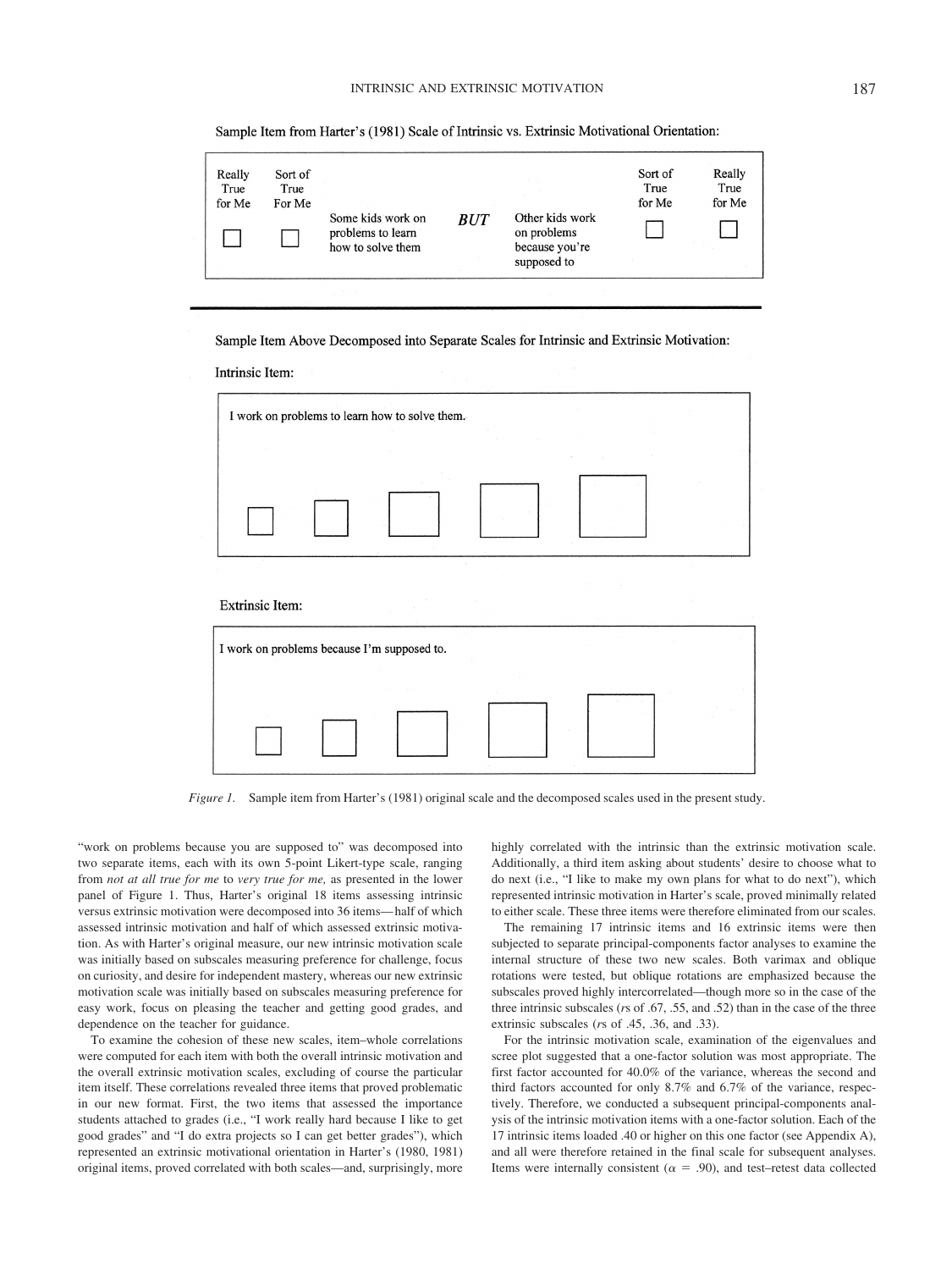Sample Item from Harter's (1981) Scale of Intrinsic vs. Extrinsic Motivational Orientation:

| Really True for Me | Sort of True For Me | | | | Sort of True for Me | Really True for Me |
|---|---|---|---|---|---|---|
| ☐ | ☐ | Some kids work on problems to learn how to solve them | ***BUT*** | Other kids work on problems because you're supposed to | ☐ | ☐ |

Sample Item Above Decomposed into Separate Scales for Intrinsic and Extrinsic Motivation:

Intrinsic Item:

I work on problems to learn how to solve them.

☐ ☐ ☐ ☐ ☐

Extrinsic Item:

I work on problems because I'm supposed to.

☐ ☐ ☐ ☐ ☐

*Figure 1.* Sample item from Harter's (1981) original scale and the decomposed scales used in the present study.

"work on problems because you are supposed to" was decomposed into two separate items, each with its own 5-point Likert-type scale, ranging from *not at all true for me* to *very true for me,* as presented in the lower panel of Figure 1. Thus, Harter's original 18 items assessing intrinsic versus extrinsic motivation were decomposed into 36 items—half of which assessed intrinsic motivation and half of which assessed extrinsic motivation. As with Harter's original measure, our new intrinsic motivation scale was initially based on subscales measuring preference for challenge, focus on curiosity, and desire for independent mastery, whereas our new extrinsic motivation scale was initially based on subscales measuring preference for easy work, focus on pleasing the teacher and getting good grades, and dependence on the teacher for guidance.

To examine the cohesion of these new scales, item–whole correlations were computed for each item with both the overall intrinsic motivation and the overall extrinsic motivation scales, excluding of course the particular item itself. These correlations revealed three items that proved problematic in our new format. First, the two items that assessed the importance students attached to grades (i.e., "I work really hard because I like to get good grades" and "I do extra projects so I can get better grades"), which represented an extrinsic motivational orientation in Harter's (1980, 1981) original items, proved correlated with both scales—and, surprisingly, more highly correlated with the intrinsic than the extrinsic motivation scale. Additionally, a third item asking about students' desire to choose what to do next (i.e., "I like to make my own plans for what to do next"), which represented intrinsic motivation in Harter's scale, proved minimally related to either scale. These three items were therefore eliminated from our scales.

The remaining 17 intrinsic items and 16 extrinsic items were then subjected to separate principal-components factor analyses to examine the internal structure of these two new scales. Both varimax and oblique rotations were tested, but oblique rotations are emphasized because the subscales proved highly intercorrelated—though more so in the case of the three intrinsic subscales (*r*s of .67, .55, and .52) than in the case of the three extrinsic subscales (*r*s of .45, .36, and .33).

For the intrinsic motivation scale, examination of the eigenvalues and scree plot suggested that a one-factor solution was most appropriate. The first factor accounted for 40.0% of the variance, whereas the second and third factors accounted for only 8.7% and 6.7% of the variance, respectively. Therefore, we conducted a subsequent principal-components analysis of the intrinsic motivation items with a one-factor solution. Each of the 17 intrinsic items loaded .40 or higher on this one factor (see Appendix A), and all were therefore retained in the final scale for subsequent analyses. Items were internally consistent ($\alpha$ = .90), and test–retest data collected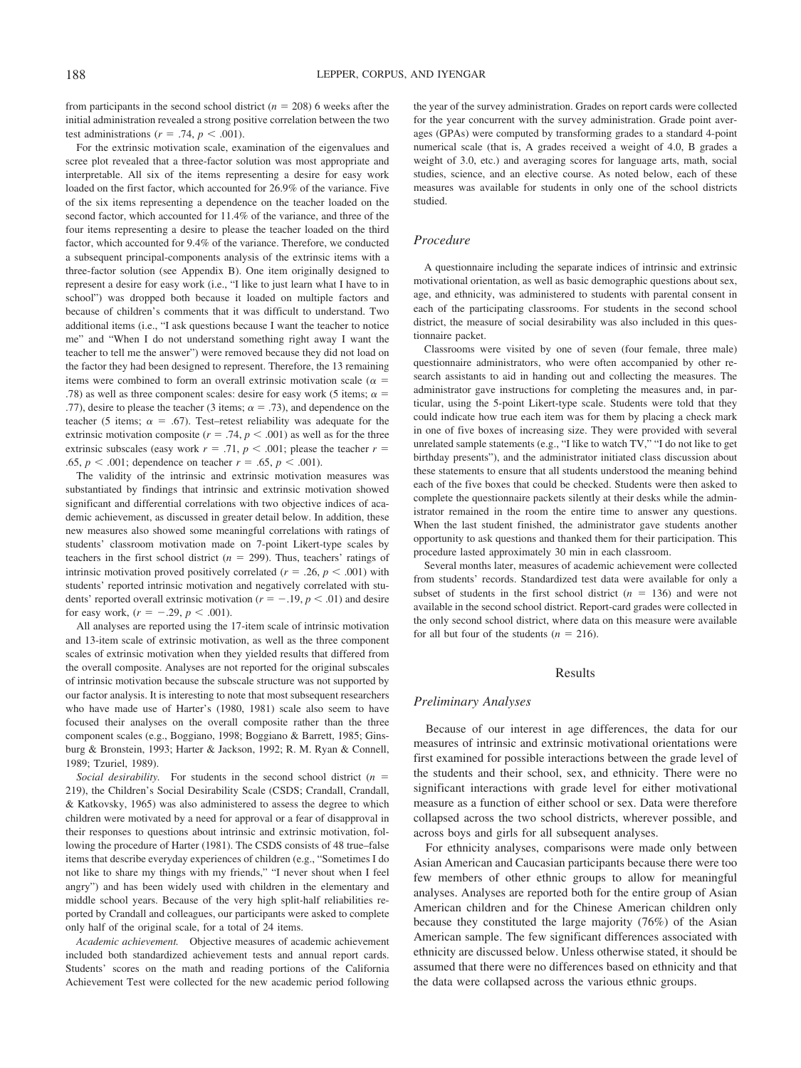from participants in the second school district ($n = 208$) 6 weeks after the initial administration revealed a strong positive correlation between the two test administrations ($r = .74$, $p < .001$).

For the extrinsic motivation scale, examination of the eigenvalues and scree plot revealed that a three-factor solution was most appropriate and interpretable. All six of the items representing a desire for easy work loaded on the first factor, which accounted for 26.9% of the variance. Five of the six items representing a dependence on the teacher loaded on the second factor, which accounted for 11.4% of the variance, and three of the four items representing a desire to please the teacher loaded on the third factor, which accounted for 9.4% of the variance. Therefore, we conducted a subsequent principal-components analysis of the extrinsic items with a three-factor solution (see Appendix B). One item originally designed to represent a desire for easy work (i.e., "I like to just learn what I have to in school") was dropped both because it loaded on multiple factors and because of children's comments that it was difficult to understand. Two additional items (i.e., "I ask questions because I want the teacher to notice me" and "When I do not understand something right away I want the teacher to tell me the answer") were removed because they did not load on the factor they had been designed to represent. Therefore, the 13 remaining items were combined to form an overall extrinsic motivation scale ($\alpha = .78$) as well as three component scales: desire for easy work (5 items; $\alpha = .77$), desire to please the teacher (3 items; $\alpha = .73$), and dependence on the teacher (5 items; $\alpha = .67$). Test–retest reliability was adequate for the extrinsic motivation composite ($r = .74$, $p < .001$) as well as for the three extrinsic subscales (easy work $r = .71$, $p < .001$; please the teacher $r = .65$, $p < .001$; dependence on teacher $r = .65$, $p < .001$).

The validity of the intrinsic and extrinsic motivation measures was substantiated by findings that intrinsic and extrinsic motivation showed significant and differential correlations with two objective indices of academic achievement, as discussed in greater detail below. In addition, these new measures also showed some meaningful correlations with ratings of students' classroom motivation made on 7-point Likert-type scales by teachers in the first school district ($n = 299$). Thus, teachers' ratings of intrinsic motivation proved positively correlated ($r = .26$, $p < .001$) with students' reported intrinsic motivation and negatively correlated with students' reported overall extrinsic motivation ($r = -.19$, $p < .01$) and desire for easy work, ($r = -.29$, $p < .001$).

All analyses are reported using the 17-item scale of intrinsic motivation and 13-item scale of extrinsic motivation, as well as the three component scales of extrinsic motivation when they yielded results that differed from the overall composite. Analyses are not reported for the original subscales of intrinsic motivation because the subscale structure was not supported by our factor analysis. It is interesting to note that most subsequent researchers who have made use of Harter's (1980, 1981) scale also seem to have focused their analyses on the overall composite rather than the three component scales (e.g., Boggiano, 1998; Boggiano & Barrett, 1985; Ginsburg & Bronstein, 1993; Harter & Jackson, 1992; R. M. Ryan & Connell, 1989; Tzuriel, 1989).

*Social desirability.* For students in the second school district ($n = 219$), the Children's Social Desirability Scale (CSDS; Crandall, Crandall, & Katkovsky, 1965) was also administered to assess the degree to which children were motivated by a need for approval or a fear of disapproval in their responses to questions about intrinsic and extrinsic motivation, following the procedure of Harter (1981). The CSDS consists of 48 true–false items that describe everyday experiences of children (e.g., "Sometimes I do not like to share my things with my friends," "I never shout when I feel angry") and has been widely used with children in the elementary and middle school years. Because of the very high split-half reliabilities reported by Crandall and colleagues, our participants were asked to complete only half of the original scale, for a total of 24 items.

*Academic achievement.* Objective measures of academic achievement included both standardized achievement tests and annual report cards. Students' scores on the math and reading portions of the California Achievement Test were collected for the new academic period following the year of the survey administration. Grades on report cards were collected for the year concurrent with the survey administration. Grade point averages (GPAs) were computed by transforming grades to a standard 4-point numerical scale (that is, A grades received a weight of 4.0, B grades a weight of 3.0, etc.) and averaging scores for language arts, math, social studies, science, and an elective course. As noted below, each of these measures was available for students in only one of the school districts studied.

## Procedure

A questionnaire including the separate indices of intrinsic and extrinsic motivational orientation, as well as basic demographic questions about sex, age, and ethnicity, was administered to students with parental consent in each of the participating classrooms. For students in the second school district, the measure of social desirability was also included in this questionnaire packet.

Classrooms were visited by one of seven (four female, three male) questionnaire administrators, who were often accompanied by other research assistants to aid in handing out and collecting the measures. The administrator gave instructions for completing the measures and, in particular, using the 5-point Likert-type scale. Students were told that they could indicate how true each item was for them by placing a check mark in one of five boxes of increasing size. They were provided with several unrelated sample statements (e.g., "I like to watch TV," "I do not like to get birthday presents"), and the administrator initiated class discussion about these statements to ensure that all students understood the meaning behind each of the five boxes that could be checked. Students were then asked to complete the questionnaire packets silently at their desks while the administrator remained in the room the entire time to answer any questions. When the last student finished, the administrator gave students another opportunity to ask questions and thanked them for their participation. This procedure lasted approximately 30 min in each classroom.

Several months later, measures of academic achievement were collected from students' records. Standardized test data were available for only a subset of students in the first school district ($n = 136$) and were not available in the second school district. Report-card grades were collected in the only second school district, where data on this measure were available for all but four of the students ($n = 216$).

# Results

## Preliminary Analyses

Because of our interest in age differences, the data for our measures of intrinsic and extrinsic motivational orientations were first examined for possible interactions between the grade level of the students and their school, sex, and ethnicity. There were no significant interactions with grade level for either motivational measure as a function of either school or sex. Data were therefore collapsed across the two school districts, wherever possible, and across boys and girls for all subsequent analyses.

For ethnicity analyses, comparisons were made only between Asian American and Caucasian participants because there were too few members of other ethnic groups to allow for meaningful analyses. Analyses are reported both for the entire group of Asian American children and for the Chinese American children only because they constituted the large majority (76%) of the Asian American sample. The few significant differences associated with ethnicity are discussed below. Unless otherwise stated, it should be assumed that there were no differences based on ethnicity and that the data were collapsed across the various ethnic groups.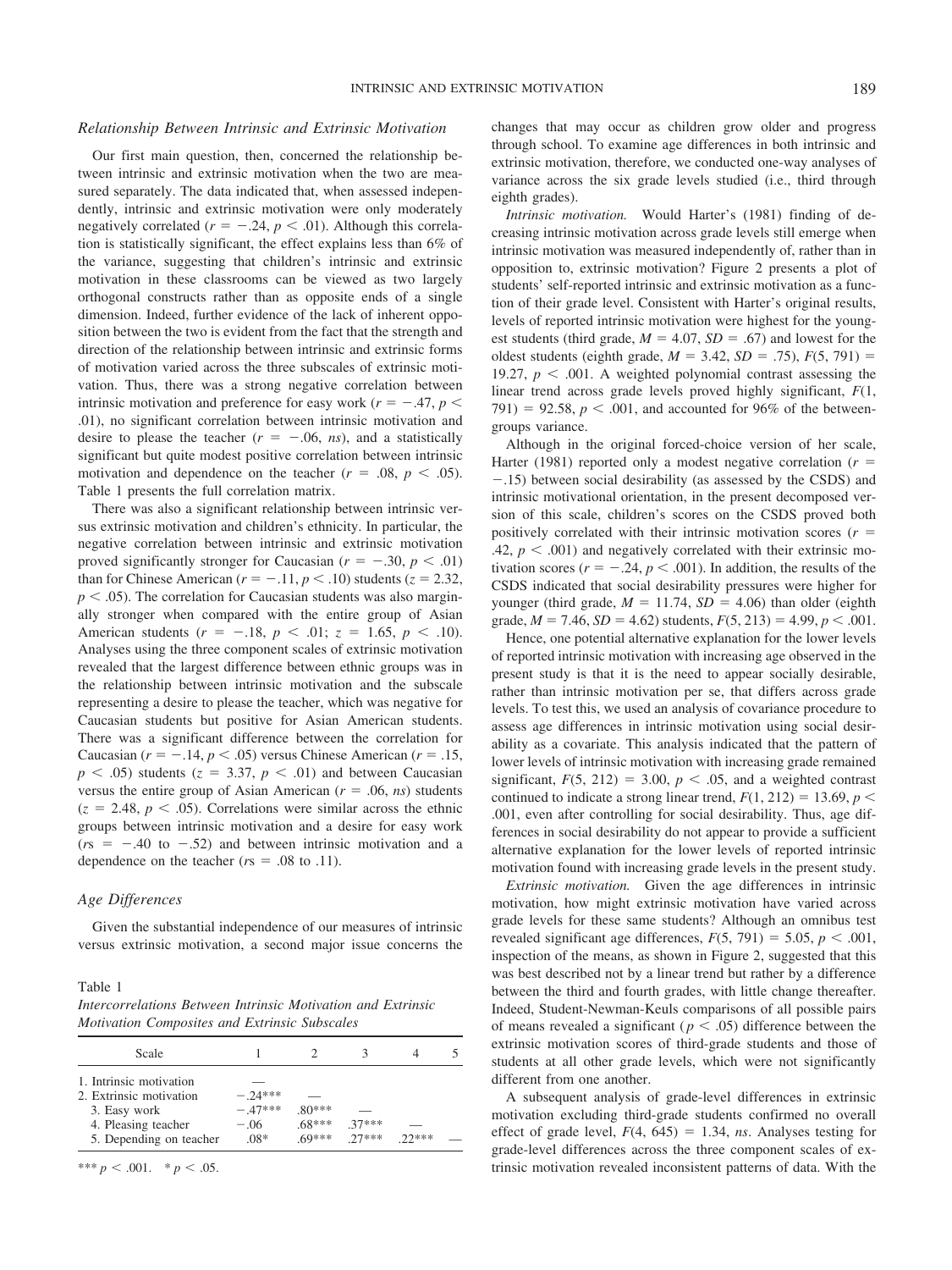### *Relationship Between Intrinsic and Extrinsic Motivation*

Our first main question, then, concerned the relationship between intrinsic and extrinsic motivation when the two are measured separately. The data indicated that, when assessed independently, intrinsic and extrinsic motivation were only moderately negatively correlated ($r = -.24$, $p < .01$). Although this correlation is statistically significant, the effect explains less than 6% of the variance, suggesting that children's intrinsic and extrinsic motivation in these classrooms can be viewed as two largely orthogonal constructs rather than as opposite ends of a single dimension. Indeed, further evidence of the lack of inherent opposition between the two is evident from the fact that the strength and direction of the relationship between intrinsic and extrinsic forms of motivation varied across the three subscales of extrinsic motivation. Thus, there was a strong negative correlation between intrinsic motivation and preference for easy work ($r = -.47$, $p < .01$), no significant correlation between intrinsic motivation and desire to please the teacher ($r = -.06$, *ns*), and a statistically significant but quite modest positive correlation between intrinsic motivation and dependence on the teacher ($r = .08$, $p < .05$). Table 1 presents the full correlation matrix.

There was also a significant relationship between intrinsic versus extrinsic motivation and children's ethnicity. In particular, the negative correlation between intrinsic and extrinsic motivation proved significantly stronger for Caucasian ($r = -.30$, $p < .01$) than for Chinese American ($r = -.11$, $p < .10$) students ($z = 2.32$, $p < .05$). The correlation for Caucasian students was also marginally stronger when compared with the entire group of Asian American students ($r = -.18$, $p < .01$; $z = 1.65$, $p < .10$). Analyses using the three component scales of extrinsic motivation revealed that the largest difference between ethnic groups was in the relationship between intrinsic motivation and the subscale representing a desire to please the teacher, which was negative for Caucasian students but positive for Asian American students. There was a significant difference between the correlation for Caucasian ($r = -.14$, $p < .05$) versus Chinese American ($r = .15$, $p < .05$) students ($z = 3.37$, $p < .01$) and between Caucasian versus the entire group of Asian American ($r = .06$, *ns*) students ($z = 2.48$, $p < .05$). Correlations were similar across the ethnic groups between intrinsic motivation and a desire for easy work ($r$s $= -.40$ to $-.52$) and between intrinsic motivation and a dependence on the teacher ($r$s $= .08$ to $.11$).

### *Age Differences*

Given the substantial independence of our measures of intrinsic versus extrinsic motivation, a second major issue concerns the changes that may occur as children grow older and progress through school. To examine age differences in both intrinsic and extrinsic motivation, therefore, we conducted one-way analyses of variance across the six grade levels studied (i.e., third through eighth grades).

*Intrinsic motivation.* Would Harter's (1981) finding of decreasing intrinsic motivation across grade levels still emerge when intrinsic motivation was measured independently of, rather than in opposition to, extrinsic motivation? Figure 2 presents a plot of students' self-reported intrinsic and extrinsic motivation as a function of their grade level. Consistent with Harter's original results, levels of reported intrinsic motivation were highest for the youngest students (third grade, $M = 4.07$, $SD = .67$) and lowest for the oldest students (eighth grade, $M = 3.42$, $SD = .75$), $F(5, 791) = 19.27$, $p < .001$. A weighted polynomial contrast assessing the linear trend across grade levels proved highly significant, $F(1, 791) = 92.58$, $p < .001$, and accounted for 96% of the between-groups variance.

Although in the original forced-choice version of her scale, Harter (1981) reported only a modest negative correlation ($r = -.15$) between social desirability (as assessed by the CSDS) and intrinsic motivational orientation, in the present decomposed version of this scale, children's scores on the CSDS proved both positively correlated with their intrinsic motivation scores ($r = .42$, $p < .001$) and negatively correlated with their extrinsic motivation scores ($r = -.24$, $p < .001$). In addition, the results of the CSDS indicated that social desirability pressures were higher for younger (third grade, $M = 11.74$, $SD = 4.06$) than older (eighth grade, $M = 7.46$, $SD = 4.62$) students, $F(5, 213) = 4.99$, $p < .001$.

Hence, one potential alternative explanation for the lower levels of reported intrinsic motivation with increasing age observed in the present study is that it is the need to appear socially desirable, rather than intrinsic motivation per se, that differs across grade levels. To test this, we used an analysis of covariance procedure to assess age differences in intrinsic motivation using social desirability as a covariate. This analysis indicated that the pattern of lower levels of intrinsic motivation with increasing grade remained significant, $F(5, 212) = 3.00$, $p < .05$, and a weighted contrast continued to indicate a strong linear trend, $F(1, 212) = 13.69$, $p < .001$, even after controlling for social desirability. Thus, age differences in social desirability do not appear to provide a sufficient alternative explanation for the lower levels of reported intrinsic motivation found with increasing grade levels in the present study.

*Extrinsic motivation.* Given the age differences in intrinsic motivation, how might extrinsic motivation have varied across grade levels for these same students? Although an omnibus test revealed significant age differences, $F(5, 791) = 5.05$, $p < .001$, inspection of the means, as shown in Figure 2, suggested that this was best described not by a linear trend but rather by a difference between the third and fourth grades, with little change thereafter. Indeed, Student-Newman-Keuls comparisons of all possible pairs of means revealed a significant ($p < .05$) difference between the extrinsic motivation scores of third-grade students and those of students at all other grade levels, which were not significantly different from one another.

A subsequent analysis of grade-level differences in extrinsic motivation excluding third-grade students confirmed no overall effect of grade level, $F(4, 645) = 1.34$, *ns*. Analyses testing for grade-level differences across the three component scales of extrinsic motivation revealed inconsistent patterns of data. With the

Table 1
*Intercorrelations Between Intrinsic Motivation and Extrinsic Motivation Composites and Extrinsic Subscales*

| Scale | 1 | 2 | 3 | 4 | 5 |
|---|---|---|---|---|---|
| 1. Intrinsic motivation | — | | | | |
| 2. Extrinsic motivation | −.24*** | — | | | |
| 3. Easy work | −.47*** | .80*** | — | | |
| 4. Pleasing teacher | −.06 | .68*** | .37*** | — | |
| 5. Depending on teacher | .08* | .69*** | .27*** | .22*** | — |

*** $p < .001$. * $p < .05$.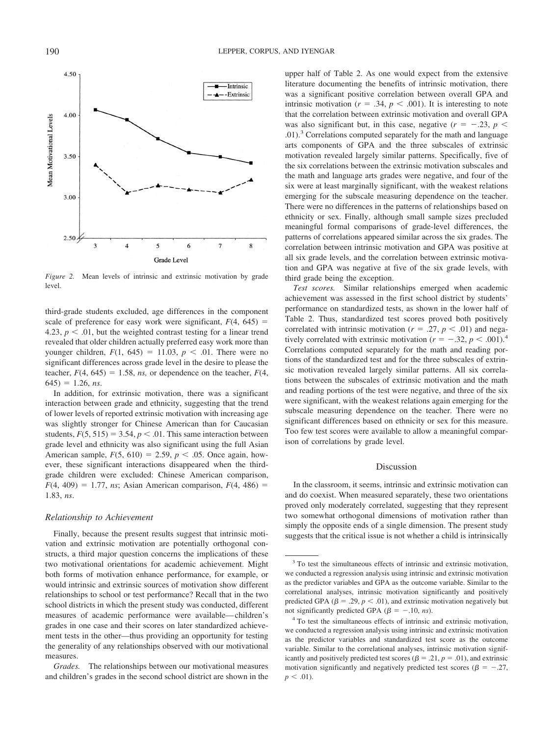Figure 2. Mean levels of intrinsic and extrinsic motivation by grade level.

third-grade students excluded, age differences in the component scale of preference for easy work were significant, $F(4, 645) = 4.23$, $p < .01$, but the weighted contrast testing for a linear trend revealed that older children actually preferred easy work more than younger children, $F(1, 645) = 11.03$, $p < .01$. There were no significant differences across grade level in the desire to please the teacher, $F(4, 645) = 1.58$, *ns,* or dependence on the teacher, $F(4, 645) = 1.26$, *ns*.

In addition, for extrinsic motivation, there was a significant interaction between grade and ethnicity, suggesting that the trend of lower levels of reported extrinsic motivation with increasing age was slightly stronger for Chinese American than for Caucasian students, $F(5, 515) = 3.54$, $p < .01$. This same interaction between grade level and ethnicity was also significant using the full Asian American sample, $F(5, 610) = 2.59$, $p < .05$. Once again, however, these significant interactions disappeared when the third-grade children were excluded: Chinese American comparison, $F(4, 409) = 1.77$, *ns*; Asian American comparison, $F(4, 486) = 1.83$, *ns*.

### *Relationship to Achievement*

Finally, because the present results suggest that intrinsic motivation and extrinsic motivation are potentially orthogonal constructs, a third major question concerns the implications of these two motivational orientations for academic achievement. Might both forms of motivation enhance performance, for example, or would intrinsic and extrinsic sources of motivation show different relationships to school or test performance? Recall that in the two school districts in which the present study was conducted, different measures of academic performance were available—children's grades in one case and their scores on later standardized achievement tests in the other—thus providing an opportunity for testing the generality of any relationships observed with our motivational measures.

*Grades.* The relationships between our motivational measures and children's grades in the second school district are shown in the upper half of Table 2. As one would expect from the extensive literature documenting the benefits of intrinsic motivation, there was a significant positive correlation between overall GPA and intrinsic motivation ($r = .34$, $p < .001$). It is interesting to note that the correlation between extrinsic motivation and overall GPA was also significant but, in this case, negative ($r = -.23$, $p < .01$).[3] Correlations computed separately for the math and language arts components of GPA and the three subscales of extrinsic motivation revealed largely similar patterns. Specifically, five of the six correlations between the extrinsic motivation subscales and the math and language arts grades were negative, and four of the six were at least marginally significant, with the weakest relations emerging for the subscale measuring dependence on the teacher. There were no differences in the patterns of relationships based on ethnicity or sex. Finally, although small sample sizes precluded meaningful formal comparisons of grade-level differences, the patterns of correlations appeared similar across the six grades. The correlation between intrinsic motivation and GPA was positive at all six grade levels, and the correlation between extrinsic motivation and GPA was negative at five of the six grade levels, with third grade being the exception.

*Test scores.* Similar relationships emerged when academic achievement was assessed in the first school district by students' performance on standardized tests, as shown in the lower half of Table 2. Thus, standardized test scores proved both positively correlated with intrinsic motivation ($r = .27$, $p < .01$) and negatively correlated with extrinsic motivation ($r = -.32$, $p < .001$).[4] Correlations computed separately for the math and reading portions of the standardized test and for the three subscales of extrinsic motivation revealed largely similar patterns. All six correlations between the subscales of extrinsic motivation and the math and reading portions of the test were negative, and three of the six were significant, with the weakest relations again emerging for the subscale measuring dependence on the teacher. There were no significant differences based on ethnicity or sex for this measure. Too few test scores were available to allow a meaningful comparison of correlations by grade level.

## Discussion

In the classroom, it seems, intrinsic and extrinsic motivation can and do coexist. When measured separately, these two orientations proved only moderately correlated, suggesting that they represent two somewhat orthogonal dimensions of motivation rather than simply the opposite ends of a single dimension. The present study suggests that the critical issue is not whether a child is intrinsically

---

[3] To test the simultaneous effects of intrinsic and extrinsic motivation, we conducted a regression analysis using intrinsic and extrinsic motivation as the predictor variables and GPA as the outcome variable. Similar to the correlational analyses, intrinsic motivation significantly and positively predicted GPA ($\beta = .29$, $p < .01$), and extrinsic motivation negatively but not significantly predicted GPA ($\beta = -.10$, *ns*).

[4] To test the simultaneous effects of intrinsic and extrinsic motivation, we conducted a regression analysis using intrinsic and extrinsic motivation as the predictor variables and standardized test score as the outcome variable. Similar to the correlational analyses, intrinsic motivation significantly and positively predicted test scores ($\beta = .21$, $p = .01$), and extrinsic motivation significantly and negatively predicted test scores ($\beta = -.27$, $p < .01$).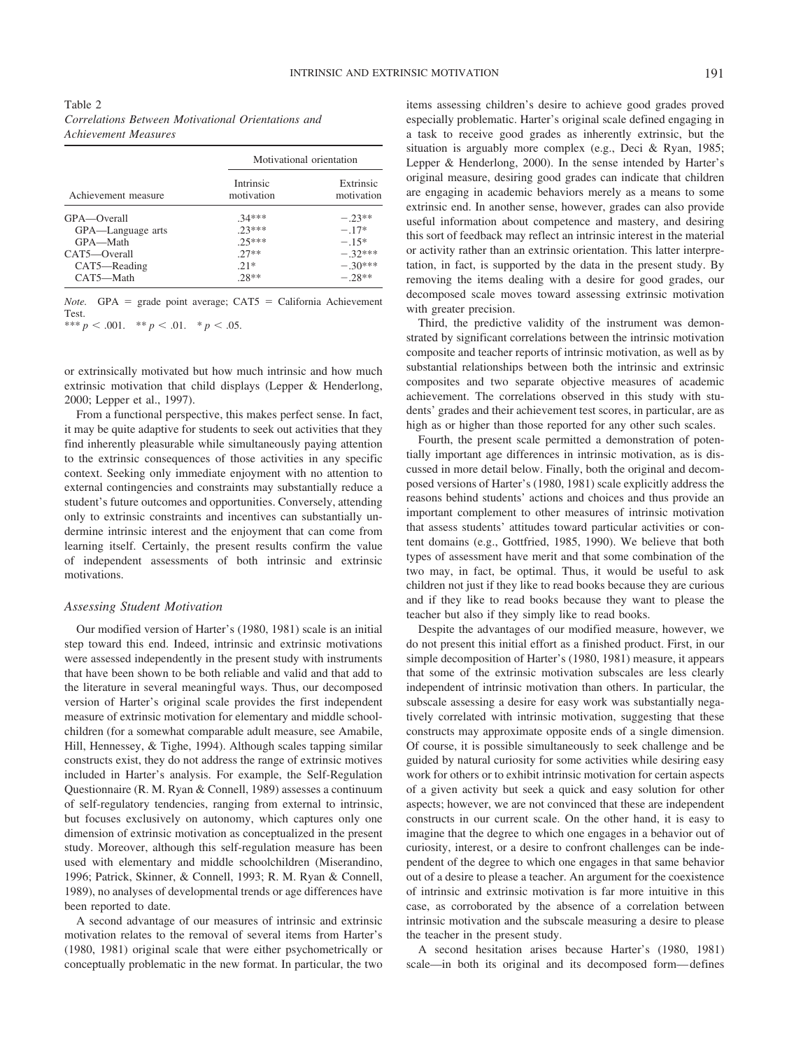Table 2
*Correlations Between Motivational Orientations and Achievement Measures*

| Achievement measure | Motivational orientation | |
|---|---|---|
| | Intrinsic motivation | Extrinsic motivation |
| GPA—Overall | .34*** | −.23** |
| GPA—Language arts | .23*** | −.17* |
| GPA—Math | .25*** | −.15* |
| CAT5—Overall | .27** | −.32*** |
| CAT5—Reading | .21* | −.30*** |
| CAT5—Math | .28** | −.28** |

*Note.* GPA = grade point average; CAT5 = California Achievement Test.
*** $p < .001$. ** $p < .01$. * $p < .05$.

or extrinsically motivated but how much intrinsic and how much extrinsic motivation that child displays (Lepper & Henderlong, 2000; Lepper et al., 1997).

From a functional perspective, this makes perfect sense. In fact, it may be quite adaptive for students to seek out activities that they find inherently pleasurable while simultaneously paying attention to the extrinsic consequences of those activities in any specific context. Seeking only immediate enjoyment with no attention to external contingencies and constraints may substantially reduce a student's future outcomes and opportunities. Conversely, attending only to extrinsic constraints and incentives can substantially undermine intrinsic interest and the enjoyment that can come from learning itself. Certainly, the present results confirm the value of independent assessments of both intrinsic and extrinsic motivations.

### *Assessing Student Motivation*

Our modified version of Harter's (1980, 1981) scale is an initial step toward this end. Indeed, intrinsic and extrinsic motivations were assessed independently in the present study with instruments that have been shown to be both reliable and valid and that add to the literature in several meaningful ways. Thus, our decomposed version of Harter's original scale provides the first independent measure of extrinsic motivation for elementary and middle schoolchildren (for a somewhat comparable adult measure, see Amabile, Hill, Hennessey, & Tighe, 1994). Although scales tapping similar constructs exist, they do not address the range of extrinsic motives included in Harter's analysis. For example, the Self-Regulation Questionnaire (R. M. Ryan & Connell, 1989) assesses a continuum of self-regulatory tendencies, ranging from external to intrinsic, but focuses exclusively on autonomy, which captures only one dimension of extrinsic motivation as conceptualized in the present study. Moreover, although this self-regulation measure has been used with elementary and middle schoolchildren (Miserandino, 1996; Patrick, Skinner, & Connell, 1993; R. M. Ryan & Connell, 1989), no analyses of developmental trends or age differences have been reported to date.

A second advantage of our measures of intrinsic and extrinsic motivation relates to the removal of several items from Harter's (1980, 1981) original scale that were either psychometrically or conceptually problematic in the new format. In particular, the two items assessing children's desire to achieve good grades proved especially problematic. Harter's original scale defined engaging in a task to receive good grades as inherently extrinsic, but the situation is arguably more complex (e.g., Deci & Ryan, 1985; Lepper & Henderlong, 2000). In the sense intended by Harter's original measure, desiring good grades can indicate that children are engaging in academic behaviors merely as a means to some extrinsic end. In another sense, however, grades can also provide useful information about competence and mastery, and desiring this sort of feedback may reflect an intrinsic interest in the material or activity rather than an extrinsic orientation. This latter interpretation, in fact, is supported by the data in the present study. By removing the items dealing with a desire for good grades, our decomposed scale moves toward assessing extrinsic motivation with greater precision.

Third, the predictive validity of the instrument was demonstrated by significant correlations between the intrinsic motivation composite and teacher reports of intrinsic motivation, as well as by substantial relationships between both the intrinsic and extrinsic composites and two separate objective measures of academic achievement. The correlations observed in this study with students' grades and their achievement test scores, in particular, are as high as or higher than those reported for any other such scales.

Fourth, the present scale permitted a demonstration of potentially important age differences in intrinsic motivation, as is discussed in more detail below. Finally, both the original and decomposed versions of Harter's (1980, 1981) scale explicitly address the reasons behind students' actions and choices and thus provide an important complement to other measures of intrinsic motivation that assess students' attitudes toward particular activities or content domains (e.g., Gottfried, 1985, 1990). We believe that both types of assessment have merit and that some combination of the two may, in fact, be optimal. Thus, it would be useful to ask children not just if they like to read books because they are curious and if they like to read books because they want to please the teacher but also if they simply like to read books.

Despite the advantages of our modified measure, however, we do not present this initial effort as a finished product. First, in our simple decomposition of Harter's (1980, 1981) measure, it appears that some of the extrinsic motivation subscales are less clearly independent of intrinsic motivation than others. In particular, the subscale assessing a desire for easy work was substantially negatively correlated with intrinsic motivation, suggesting that these constructs may approximate opposite ends of a single dimension. Of course, it is possible simultaneously to seek challenge and be guided by natural curiosity for some activities while desiring easy work for others or to exhibit intrinsic motivation for certain aspects of a given activity but seek a quick and easy solution for other aspects; however, we are not convinced that these are independent constructs in our current scale. On the other hand, it is easy to imagine that the degree to which one engages in a behavior out of curiosity, interest, or a desire to confront challenges can be independent of the degree to which one engages in that same behavior out of a desire to please a teacher. An argument for the coexistence of intrinsic and extrinsic motivation is far more intuitive in this case, as corroborated by the absence of a correlation between intrinsic motivation and the subscale measuring a desire to please the teacher in the present study.

A second hesitation arises because Harter's (1980, 1981) scale—in both its original and its decomposed form—defines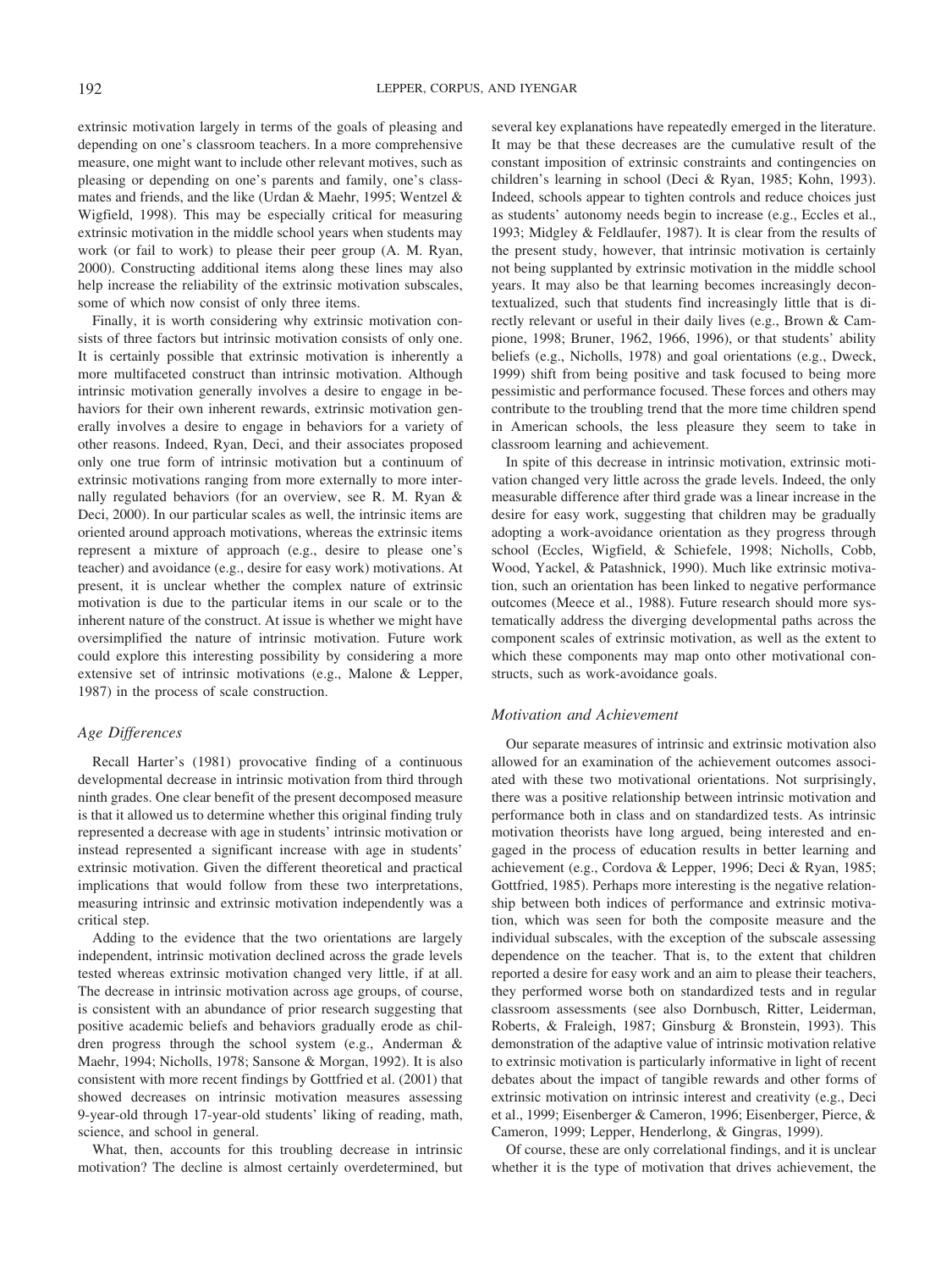extrinsic motivation largely in terms of the goals of pleasing and depending on one's classroom teachers. In a more comprehensive measure, one might want to include other relevant motives, such as pleasing or depending on one's parents and family, one's classmates and friends, and the like (Urdan & Maehr, 1995; Wentzel & Wigfield, 1998). This may be especially critical for measuring extrinsic motivation in the middle school years when students may work (or fail to work) to please their peer group (A. M. Ryan, 2000). Constructing additional items along these lines may also help increase the reliability of the extrinsic motivation subscales, some of which now consist of only three items.

Finally, it is worth considering why extrinsic motivation consists of three factors but intrinsic motivation consists of only one. It is certainly possible that extrinsic motivation is inherently a more multifaceted construct than intrinsic motivation. Although intrinsic motivation generally involves a desire to engage in behaviors for their own inherent rewards, extrinsic motivation generally involves a desire to engage in behaviors for a variety of other reasons. Indeed, Ryan, Deci, and their associates proposed only one true form of intrinsic motivation but a continuum of extrinsic motivations ranging from more externally to more internally regulated behaviors (for an overview, see R. M. Ryan & Deci, 2000). In our particular scales as well, the intrinsic items are oriented around approach motivations, whereas the extrinsic items represent a mixture of approach (e.g., desire to please one's teacher) and avoidance (e.g., desire for easy work) motivations. At present, it is unclear whether the complex nature of extrinsic motivation is due to the particular items in our scale or to the inherent nature of the construct. At issue is whether we might have oversimplified the nature of intrinsic motivation. Future work could explore this interesting possibility by considering a more extensive set of intrinsic motivations (e.g., Malone & Lepper, 1987) in the process of scale construction.

### *Age Differences*

Recall Harter's (1981) provocative finding of a continuous developmental decrease in intrinsic motivation from third through ninth grades. One clear benefit of the present decomposed measure is that it allowed us to determine whether this original finding truly represented a decrease with age in students' intrinsic motivation or instead represented a significant increase with age in students' extrinsic motivation. Given the different theoretical and practical implications that would follow from these two interpretations, measuring intrinsic and extrinsic motivation independently was a critical step.

Adding to the evidence that the two orientations are largely independent, intrinsic motivation declined across the grade levels tested whereas extrinsic motivation changed very little, if at all. The decrease in intrinsic motivation across age groups, of course, is consistent with an abundance of prior research suggesting that positive academic beliefs and behaviors gradually erode as children progress through the school system (e.g., Anderman & Maehr, 1994; Nicholls, 1978; Sansone & Morgan, 1992). It is also consistent with more recent findings by Gottfried et al. (2001) that showed decreases on intrinsic motivation measures assessing 9-year-old through 17-year-old students' liking of reading, math, science, and school in general.

What, then, accounts for this troubling decrease in intrinsic motivation? The decline is almost certainly overdetermined, but several key explanations have repeatedly emerged in the literature. It may be that these decreases are the cumulative result of the constant imposition of extrinsic constraints and contingencies on children's learning in school (Deci & Ryan, 1985; Kohn, 1993). Indeed, schools appear to tighten controls and reduce choices just as students' autonomy needs begin to increase (e.g., Eccles et al., 1993; Midgley & Feldlaufer, 1987). It is clear from the results of the present study, however, that intrinsic motivation is certainly not being supplanted by extrinsic motivation in the middle school years. It may also be that learning becomes increasingly decontextualized, such that students find increasingly little that is directly relevant or useful in their daily lives (e.g., Brown & Campione, 1998; Bruner, 1962, 1966, 1996), or that students' ability beliefs (e.g., Nicholls, 1978) and goal orientations (e.g., Dweck, 1999) shift from being positive and task focused to being more pessimistic and performance focused. These forces and others may contribute to the troubling trend that the more time children spend in American schools, the less pleasure they seem to take in classroom learning and achievement.

In spite of this decrease in intrinsic motivation, extrinsic motivation changed very little across the grade levels. Indeed, the only measurable difference after third grade was a linear increase in the desire for easy work, suggesting that children may be gradually adopting a work-avoidance orientation as they progress through school (Eccles, Wigfield, & Schiefele, 1998; Nicholls, Cobb, Wood, Yackel, & Patashnick, 1990). Much like extrinsic motivation, such an orientation has been linked to negative performance outcomes (Meece et al., 1988). Future research should more systematically address the diverging developmental paths across the component scales of extrinsic motivation, as well as the extent to which these components may map onto other motivational constructs, such as work-avoidance goals.

### *Motivation and Achievement*

Our separate measures of intrinsic and extrinsic motivation also allowed for an examination of the achievement outcomes associated with these two motivational orientations. Not surprisingly, there was a positive relationship between intrinsic motivation and performance both in class and on standardized tests. As intrinsic motivation theorists have long argued, being interested and engaged in the process of education results in better learning and achievement (e.g., Cordova & Lepper, 1996; Deci & Ryan, 1985; Gottfried, 1985). Perhaps more interesting is the negative relationship between both indices of performance and extrinsic motivation, which was seen for both the composite measure and the individual subscales, with the exception of the subscale assessing dependence on the teacher. That is, to the extent that children reported a desire for easy work and an aim to please their teachers, they performed worse both on standardized tests and in regular classroom assessments (see also Dornbusch, Ritter, Leiderman, Roberts, & Fraleigh, 1987; Ginsburg & Bronstein, 1993). This demonstration of the adaptive value of intrinsic motivation relative to extrinsic motivation is particularly informative in light of recent debates about the impact of tangible rewards and other forms of extrinsic motivation on intrinsic interest and creativity (e.g., Deci et al., 1999; Eisenberger & Cameron, 1996; Eisenberger, Pierce, & Cameron, 1999; Lepper, Henderlong, & Gingras, 1999).

Of course, these are only correlational findings, and it is unclear whether it is the type of motivation that drives achievement, the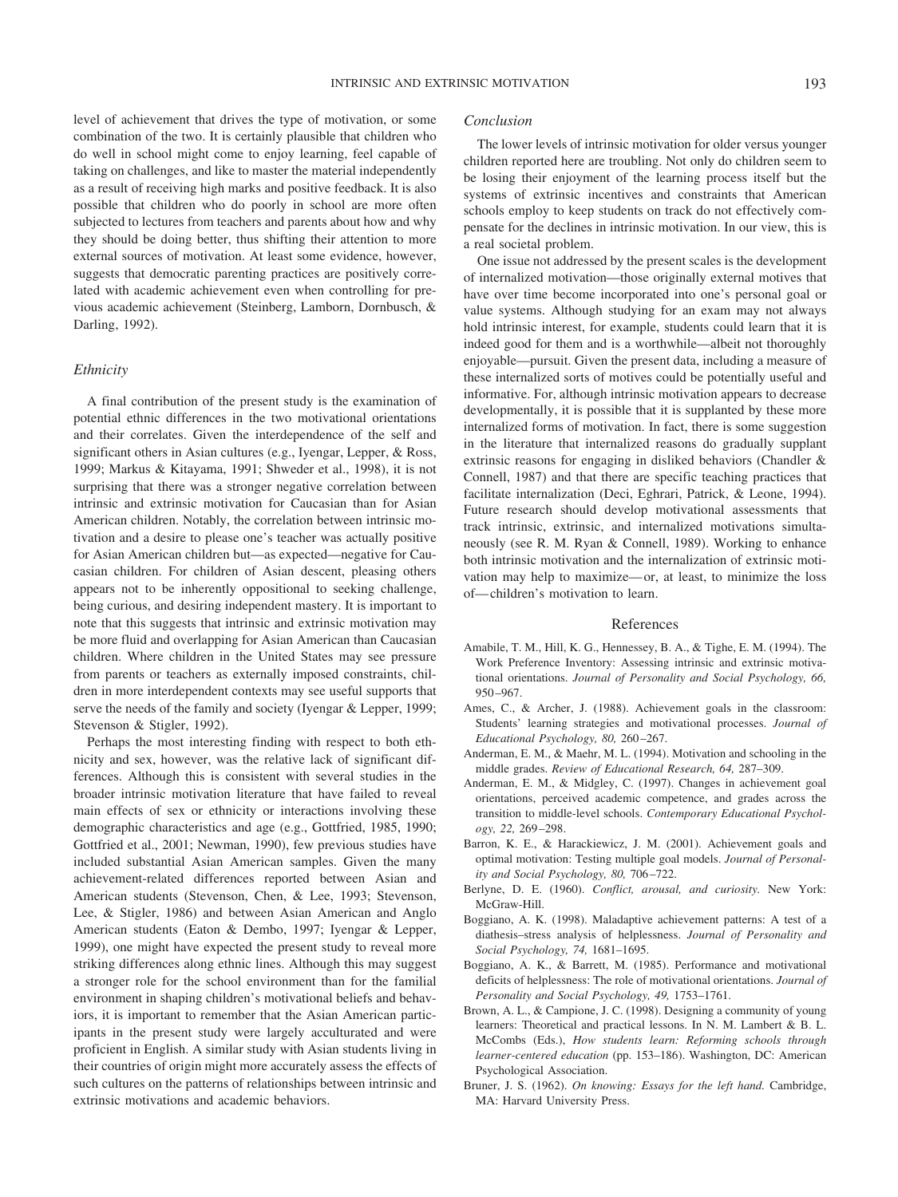level of achievement that drives the type of motivation, or some combination of the two. It is certainly plausible that children who do well in school might come to enjoy learning, feel capable of taking on challenges, and like to master the material independently as a result of receiving high marks and positive feedback. It is also possible that children who do poorly in school are more often subjected to lectures from teachers and parents about how and why they should be doing better, thus shifting their attention to more external sources of motivation. At least some evidence, however, suggests that democratic parenting practices are positively correlated with academic achievement even when controlling for previous academic achievement (Steinberg, Lamborn, Dornbusch, & Darling, 1992).

### *Ethnicity*

A final contribution of the present study is the examination of potential ethnic differences in the two motivational orientations and their correlates. Given the interdependence of the self and significant others in Asian cultures (e.g., Iyengar, Lepper, & Ross, 1999; Markus & Kitayama, 1991; Shweder et al., 1998), it is not surprising that there was a stronger negative correlation between intrinsic and extrinsic motivation for Caucasian than for Asian American children. Notably, the correlation between intrinsic motivation and a desire to please one's teacher was actually positive for Asian American children but—as expected—negative for Caucasian children. For children of Asian descent, pleasing others appears not to be inherently oppositional to seeking challenge, being curious, and desiring independent mastery. It is important to note that this suggests that intrinsic and extrinsic motivation may be more fluid and overlapping for Asian American than Caucasian children. Where children in the United States may see pressure from parents or teachers as externally imposed constraints, children in more interdependent contexts may see useful supports that serve the needs of the family and society (Iyengar & Lepper, 1999; Stevenson & Stigler, 1992).

Perhaps the most interesting finding with respect to both ethnicity and sex, however, was the relative lack of significant differences. Although this is consistent with several studies in the broader intrinsic motivation literature that have failed to reveal main effects of sex or ethnicity or interactions involving these demographic characteristics and age (e.g., Gottfried, 1985, 1990; Gottfried et al., 2001; Newman, 1990), few previous studies have included substantial Asian American samples. Given the many achievement-related differences reported between Asian and American students (Stevenson, Chen, & Lee, 1993; Stevenson, Lee, & Stigler, 1986) and between Asian American and Anglo American students (Eaton & Dembo, 1997; Iyengar & Lepper, 1999), one might have expected the present study to reveal more striking differences along ethnic lines. Although this may suggest a stronger role for the school environment than for the familial environment in shaping children's motivational beliefs and behaviors, it is important to remember that the Asian American participants in the present study were largely acculturated and were proficient in English. A similar study with Asian students living in their countries of origin might more accurately assess the effects of such cultures on the patterns of relationships between intrinsic and extrinsic motivations and academic behaviors.

### *Conclusion*

The lower levels of intrinsic motivation for older versus younger children reported here are troubling. Not only do children seem to be losing their enjoyment of the learning process itself but the systems of extrinsic incentives and constraints that American schools employ to keep students on track do not effectively compensate for the declines in intrinsic motivation. In our view, this is a real societal problem.

One issue not addressed by the present scales is the development of internalized motivation—those originally external motives that have over time become incorporated into one's personal goal or value systems. Although studying for an exam may not always hold intrinsic interest, for example, students could learn that it is indeed good for them and is a worthwhile—albeit not thoroughly enjoyable—pursuit. Given the present data, including a measure of these internalized sorts of motives could be potentially useful and informative. For, although intrinsic motivation appears to decrease developmentally, it is possible that it is supplanted by these more internalized forms of motivation. In fact, there is some suggestion in the literature that internalized reasons do gradually supplant extrinsic reasons for engaging in disliked behaviors (Chandler & Connell, 1987) and that there are specific teaching practices that facilitate internalization (Deci, Eghrari, Patrick, & Leone, 1994). Future research should develop motivational assessments that track intrinsic, extrinsic, and internalized motivations simultaneously (see R. M. Ryan & Connell, 1989). Working to enhance both intrinsic motivation and the internalization of extrinsic motivation may help to maximize—or, at least, to minimize the loss of—children's motivation to learn.

## References

Amabile, T. M., Hill, K. G., Hennessey, B. A., & Tighe, E. M. (1994). The Work Preference Inventory: Assessing intrinsic and extrinsic motivational orientations. *Journal of Personality and Social Psychology, 66,* 950–967.

Ames, C., & Archer, J. (1988). Achievement goals in the classroom: Students' learning strategies and motivational processes. *Journal of Educational Psychology, 80,* 260–267.

Anderman, E. M., & Maehr, M. L. (1994). Motivation and schooling in the middle grades. *Review of Educational Research, 64,* 287–309.

Anderman, E. M., & Midgley, C. (1997). Changes in achievement goal orientations, perceived academic competence, and grades across the transition to middle-level schools. *Contemporary Educational Psychology, 22,* 269–298.

Barron, K. E., & Harackiewicz, J. M. (2001). Achievement goals and optimal motivation: Testing multiple goal models. *Journal of Personality and Social Psychology, 80,* 706–722.

Berlyne, D. E. (1960). *Conflict, arousal, and curiosity.* New York: McGraw-Hill.

Boggiano, A. K. (1998). Maladaptive achievement patterns: A test of a diathesis–stress analysis of helplessness. *Journal of Personality and Social Psychology, 74,* 1681–1695.

Boggiano, A. K., & Barrett, M. (1985). Performance and motivational deficits of helplessness: The role of motivational orientations. *Journal of Personality and Social Psychology, 49,* 1753–1761.

Brown, A. L., & Campione, J. C. (1998). Designing a community of young learners: Theoretical and practical lessons. In N. M. Lambert & B. L. McCombs (Eds.), *How students learn: Reforming schools through learner-centered education* (pp. 153–186). Washington, DC: American Psychological Association.

Bruner, J. S. (1962). *On knowing: Essays for the left hand.* Cambridge, MA: Harvard University Press.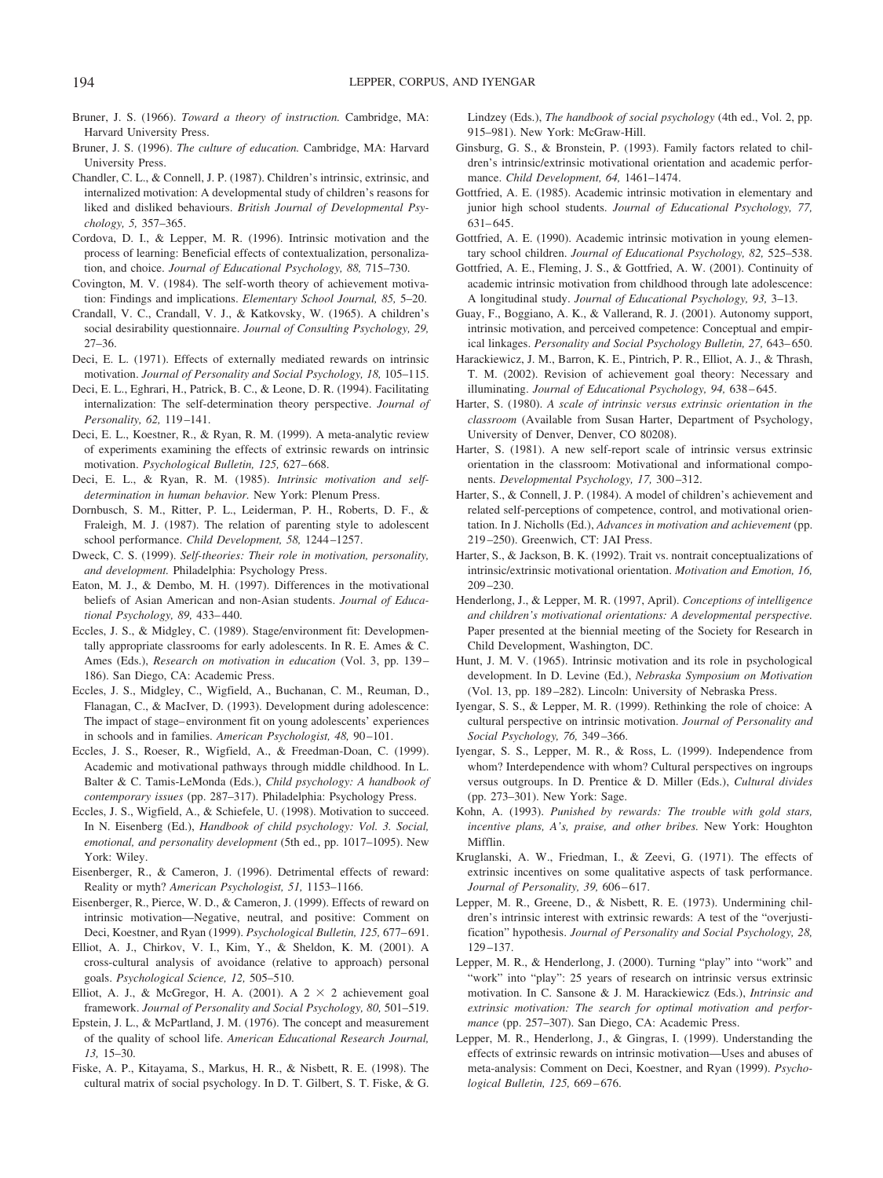Bruner, J. S. (1966). *Toward a theory of instruction.* Cambridge, MA: Harvard University Press.

Bruner, J. S. (1996). *The culture of education.* Cambridge, MA: Harvard University Press.

Chandler, C. L., & Connell, J. P. (1987). Children's intrinsic, extrinsic, and internalized motivation: A developmental study of children's reasons for liked and disliked behaviours. *British Journal of Developmental Psychology, 5,* 357–365.

Cordova, D. I., & Lepper, M. R. (1996). Intrinsic motivation and the process of learning: Beneficial effects of contextualization, personalization, and choice. *Journal of Educational Psychology, 88,* 715–730.

Covington, M. V. (1984). The self-worth theory of achievement motivation: Findings and implications. *Elementary School Journal, 85,* 5–20.

Crandall, V. C., Crandall, V. J., & Katkovsky, W. (1965). A children's social desirability questionnaire. *Journal of Consulting Psychology, 29,* 27–36.

Deci, E. L. (1971). Effects of externally mediated rewards on intrinsic motivation. *Journal of Personality and Social Psychology, 18,* 105–115.

Deci, E. L., Eghrari, H., Patrick, B. C., & Leone, D. R. (1994). Facilitating internalization: The self-determination theory perspective. *Journal of Personality, 62,* 119–141.

Deci, E. L., Koestner, R., & Ryan, R. M. (1999). A meta-analytic review of experiments examining the effects of extrinsic rewards on intrinsic motivation. *Psychological Bulletin, 125,* 627–668.

Deci, E. L., & Ryan, R. M. (1985). *Intrinsic motivation and self-determination in human behavior.* New York: Plenum Press.

Dornbusch, S. M., Ritter, P. L., Leiderman, P. H., Roberts, D. F., & Fraleigh, M. J. (1987). The relation of parenting style to adolescent school performance. *Child Development, 58,* 1244–1257.

Dweck, C. S. (1999). *Self-theories: Their role in motivation, personality, and development.* Philadelphia: Psychology Press.

Eaton, M. J., & Dembo, M. H. (1997). Differences in the motivational beliefs of Asian American and non-Asian students. *Journal of Educational Psychology, 89,* 433–440.

Eccles, J. S., & Midgley, C. (1989). Stage/environment fit: Developmentally appropriate classrooms for early adolescents. In R. E. Ames & C. Ames (Eds.), *Research on motivation in education* (Vol. 3, pp. 139–186). San Diego, CA: Academic Press.

Eccles, J. S., Midgley, C., Wigfield, A., Buchanan, C. M., Reuman, D., Flanagan, C., & MacIver, D. (1993). Development during adolescence: The impact of stage–environment fit on young adolescents' experiences in schools and in families. *American Psychologist, 48,* 90–101.

Eccles, J. S., Roeser, R., Wigfield, A., & Freedman-Doan, C. (1999). Academic and motivational pathways through middle childhood. In L. Balter & C. Tamis-LeMonda (Eds.), *Child psychology: A handbook of contemporary issues* (pp. 287–317). Philadelphia: Psychology Press.

Eccles, J. S., Wigfield, A., & Schiefele, U. (1998). Motivation to succeed. In N. Eisenberg (Ed.), *Handbook of child psychology: Vol. 3. Social, emotional, and personality development* (5th ed., pp. 1017–1095). New York: Wiley.

Eisenberger, R., & Cameron, J. (1996). Detrimental effects of reward: Reality or myth? *American Psychologist, 51,* 1153–1166.

Eisenberger, R., Pierce, W. D., & Cameron, J. (1999). Effects of reward on intrinsic motivation—Negative, neutral, and positive: Comment on Deci, Koestner, and Ryan (1999). *Psychological Bulletin, 125,* 677–691.

Elliot, A. J., Chirkov, V. I., Kim, Y., & Sheldon, K. M. (2001). A cross-cultural analysis of avoidance (relative to approach) personal goals. *Psychological Science, 12,* 505–510.

Elliot, A. J., & McGregor, H. A. (2001). A $2 \times 2$ achievement goal framework. *Journal of Personality and Social Psychology, 80,* 501–519.

Epstein, J. L., & McPartland, J. M. (1976). The concept and measurement of the quality of school life. *American Educational Research Journal, 13,* 15–30.

Fiske, A. P., Kitayama, S., Markus, H. R., & Nisbett, R. E. (1998). The cultural matrix of social psychology. In D. T. Gilbert, S. T. Fiske, & G. Lindzey (Eds.), *The handbook of social psychology* (4th ed., Vol. 2, pp. 915–981). New York: McGraw-Hill.

Ginsburg, G. S., & Bronstein, P. (1993). Family factors related to children's intrinsic/extrinsic motivational orientation and academic performance. *Child Development, 64,* 1461–1474.

Gottfried, A. E. (1985). Academic intrinsic motivation in elementary and junior high school students. *Journal of Educational Psychology, 77,* 631–645.

Gottfried, A. E. (1990). Academic intrinsic motivation in young elementary school children. *Journal of Educational Psychology, 82,* 525–538.

Gottfried, A. E., Fleming, J. S., & Gottfried, A. W. (2001). Continuity of academic intrinsic motivation from childhood through late adolescence: A longitudinal study. *Journal of Educational Psychology, 93,* 3–13.

Guay, F., Boggiano, A. K., & Vallerand, R. J. (2001). Autonomy support, intrinsic motivation, and perceived competence: Conceptual and empirical linkages. *Personality and Social Psychology Bulletin, 27,* 643–650.

Harackiewicz, J. M., Barron, K. E., Pintrich, P. R., Elliot, A. J., & Thrash, T. M. (2002). Revision of achievement goal theory: Necessary and illuminating. *Journal of Educational Psychology, 94,* 638–645.

Harter, S. (1980). *A scale of intrinsic versus extrinsic orientation in the classroom* (Available from Susan Harter, Department of Psychology, University of Denver, Denver, CO 80208).

Harter, S. (1981). A new self-report scale of intrinsic versus extrinsic orientation in the classroom: Motivational and informational components. *Developmental Psychology, 17,* 300–312.

Harter, S., & Connell, J. P. (1984). A model of children's achievement and related self-perceptions of competence, control, and motivational orientation. In J. Nicholls (Ed.), *Advances in motivation and achievement* (pp. 219–250). Greenwich, CT: JAI Press.

Harter, S., & Jackson, B. K. (1992). Trait vs. nontrait conceptualizations of intrinsic/extrinsic motivational orientation. *Motivation and Emotion, 16,* 209–230.

Henderlong, J., & Lepper, M. R. (1997, April). *Conceptions of intelligence and children's motivational orientations: A developmental perspective.* Paper presented at the biennial meeting of the Society for Research in Child Development, Washington, DC.

Hunt, J. M. V. (1965). Intrinsic motivation and its role in psychological development. In D. Levine (Ed.), *Nebraska Symposium on Motivation* (Vol. 13, pp. 189–282). Lincoln: University of Nebraska Press.

Iyengar, S. S., & Lepper, M. R. (1999). Rethinking the role of choice: A cultural perspective on intrinsic motivation. *Journal of Personality and Social Psychology, 76,* 349–366.

Iyengar, S. S., Lepper, M. R., & Ross, L. (1999). Independence from whom? Interdependence with whom? Cultural perspectives on ingroups versus outgroups. In D. Prentice & D. Miller (Eds.), *Cultural divides* (pp. 273–301). New York: Sage.

Kohn, A. (1993). *Punished by rewards: The trouble with gold stars, incentive plans, A's, praise, and other bribes.* New York: Houghton Mifflin.

Kruglanski, A. W., Friedman, I., & Zeevi, G. (1971). The effects of extrinsic incentives on some qualitative aspects of task performance. *Journal of Personality, 39,* 606–617.

Lepper, M. R., Greene, D., & Nisbett, R. E. (1973). Undermining children's intrinsic interest with extrinsic rewards: A test of the "overjustification" hypothesis. *Journal of Personality and Social Psychology, 28,* 129–137.

Lepper, M. R., & Henderlong, J. (2000). Turning "play" into "work" and "work" into "play": 25 years of research on intrinsic versus extrinsic motivation. In C. Sansone & J. M. Harackiewicz (Eds.), *Intrinsic and extrinsic motivation: The search for optimal motivation and performance* (pp. 257–307). San Diego, CA: Academic Press.

Lepper, M. R., Henderlong, J., & Gingras, I. (1999). Understanding the effects of extrinsic rewards on intrinsic motivation—Uses and abuses of meta-analysis: Comment on Deci, Koestner, and Ryan (1999). *Psychological Bulletin, 125,* 669–676.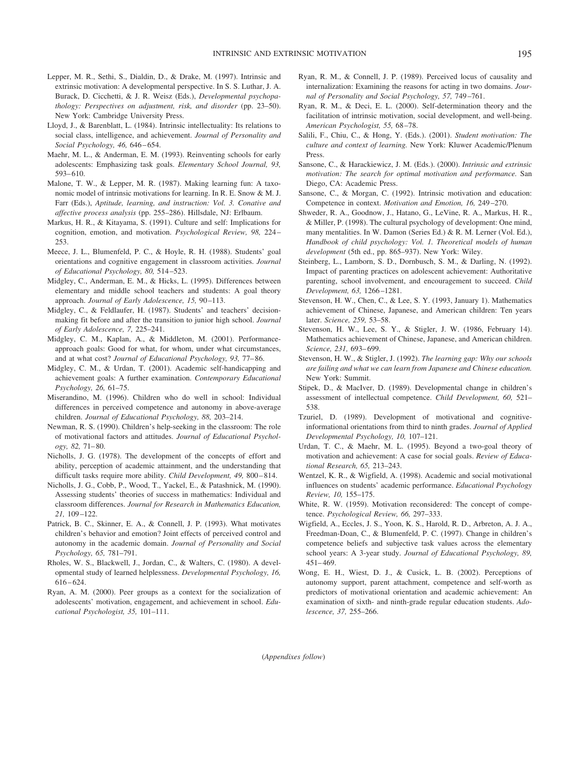Lepper, M. R., Sethi, S., Dialdin, D., & Drake, M. (1997). Intrinsic and extrinsic motivation: A developmental perspective. In S. S. Luthar, J. A. Burack, D. Cicchetti, & J. R. Weisz (Eds.), *Developmental psychopathology: Perspectives on adjustment, risk, and disorder* (pp. 23–50). New York: Cambridge University Press.

Lloyd, J., & Barenblatt, L. (1984). Intrinsic intellectuality: Its relations to social class, intelligence, and achievement. *Journal of Personality and Social Psychology, 46,* 646–654.

Maehr, M. L., & Anderman, E. M. (1993). Reinventing schools for early adolescents: Emphasizing task goals. *Elementary School Journal, 93,* 593–610.

Malone, T. W., & Lepper, M. R. (1987). Making learning fun: A taxonomic model of intrinsic motivations for learning. In R. E. Snow & M. J. Farr (Eds.), *Aptitude, learning, and instruction: Vol. 3. Conative and affective process analysis* (pp. 255–286). Hillsdale, NJ: Erlbaum.

Markus, H. R., & Kitayama, S. (1991). Culture and self: Implications for cognition, emotion, and motivation. *Psychological Review, 98,* 224–253.

Meece, J. L., Blumenfeld, P. C., & Hoyle, R. H. (1988). Students' goal orientations and cognitive engagement in classroom activities. *Journal of Educational Psychology, 80,* 514–523.

Midgley, C., Anderman, E. M., & Hicks, L. (1995). Differences between elementary and middle school teachers and students: A goal theory approach. *Journal of Early Adolescence, 15,* 90–113.

Midgley, C., & Feldlaufer, H. (1987). Students' and teachers' decision-making fit before and after the transition to junior high school. *Journal of Early Adolescence, 7,* 225–241.

Midgley, C. M., Kaplan, A., & Middleton, M. (2001). Performance-approach goals: Good for what, for whom, under what circumstances, and at what cost? *Journal of Educational Psychology, 93,* 77–86.

Midgley, C. M., & Urdan, T. (2001). Academic self-handicapping and achievement goals: A further examination. *Contemporary Educational Psychology, 26,* 61–75.

Miserandino, M. (1996). Children who do well in school: Individual differences in perceived competence and autonomy in above-average children. *Journal of Educational Psychology, 88,* 203–214.

Newman, R. S. (1990). Children's help-seeking in the classroom: The role of motivational factors and attitudes. *Journal of Educational Psychology, 82,* 71–80.

Nicholls, J. G. (1978). The development of the concepts of effort and ability, perception of academic attainment, and the understanding that difficult tasks require more ability. *Child Development, 49,* 800–814.

Nicholls, J. G., Cobb, P., Wood, T., Yackel, E., & Patashnick, M. (1990). Assessing students' theories of success in mathematics: Individual and classroom differences. *Journal for Research in Mathematics Education, 21,* 109–122.

Patrick, B. C., Skinner, E. A., & Connell, J. P. (1993). What motivates children's behavior and emotion? Joint effects of perceived control and autonomy in the academic domain. *Journal of Personality and Social Psychology, 65,* 781–791.

Rholes, W. S., Blackwell, J., Jordan, C., & Walters, C. (1980). A developmental study of learned helplessness. *Developmental Psychology, 16,* 616–624.

Ryan, A. M. (2000). Peer groups as a context for the socialization of adolescents' motivation, engagement, and achievement in school. *Educational Psychologist, 35,* 101–111.

Ryan, R. M., & Connell, J. P. (1989). Perceived locus of causality and internalization: Examining the reasons for acting in two domains. *Journal of Personality and Social Psychology, 57,* 749–761.

Ryan, R. M., & Deci, E. L. (2000). Self-determination theory and the facilitation of intrinsic motivation, social development, and well-being. *American Psychologist, 55,* 68–78.

Salili, F., Chiu, C., & Hong, Y. (Eds.). (2001). *Student motivation: The culture and context of learning.* New York: Kluwer Academic/Plenum Press.

Sansone, C., & Harackiewicz, J. M. (Eds.). (2000). *Intrinsic and extrinsic motivation: The search for optimal motivation and performance.* San Diego, CA: Academic Press.

Sansone, C., & Morgan, C. (1992). Intrinsic motivation and education: Competence in context. *Motivation and Emotion, 16,* 249–270.

Shweder, R. A., Goodnow, J., Hatano, G., LeVine, R. A., Markus, H. R., & Miller, P. (1998). The cultural psychology of development: One mind, many mentalities. In W. Damon (Series Ed.) & R. M. Lerner (Vol. Ed.), *Handbook of child psychology: Vol. 1. Theoretical models of human development* (5th ed., pp. 865–937). New York: Wiley.

Steinberg, L., Lamborn, S. D., Dornbusch, S. M., & Darling, N. (1992). Impact of parenting practices on adolescent achievement: Authoritative parenting, school involvement, and encouragement to succeed. *Child Development, 63,* 1266–1281.

Stevenson, H. W., Chen, C., & Lee, S. Y. (1993, January 1). Mathematics achievement of Chinese, Japanese, and American children: Ten years later. *Science, 259,* 53–58.

Stevenson, H. W., Lee, S. Y., & Stigler, J. W. (1986, February 14). Mathematics achievement of Chinese, Japanese, and American children. *Science, 231,* 693–699.

Stevenson, H. W., & Stigler, J. (1992). *The learning gap: Why our schools are failing and what we can learn from Japanese and Chinese education.* New York: Summit.

Stipek, D., & MacIver, D. (1989). Developmental change in children's assessment of intellectual competence. *Child Development, 60,* 521–538.

Tzuriel, D. (1989). Development of motivational and cognitive-informational orientations from third to ninth grades. *Journal of Applied Developmental Psychology, 10,* 107–121.

Urdan, T. C., & Maehr, M. L. (1995). Beyond a two-goal theory of motivation and achievement: A case for social goals. *Review of Educational Research, 65,* 213–243.

Wentzel, K. R., & Wigfield, A. (1998). Academic and social motivational influences on students' academic performance. *Educational Psychology Review, 10,* 155–175.

White, R. W. (1959). Motivation reconsidered: The concept of competence. *Psychological Review, 66,* 297–333.

Wigfield, A., Eccles, J. S., Yoon, K. S., Harold, R. D., Arbreton, A. J. A., Freedman-Doan, C., & Blumenfeld, P. C. (1997). Change in children's competence beliefs and subjective task values across the elementary school years: A 3-year study. *Journal of Educational Psychology, 89,* 451–469.

Wong, E. H., Wiest, D. J., & Cusick, L. B. (2002). Perceptions of autonomy support, parent attachment, competence and self-worth as predictors of motivational orientation and academic achievement: An examination of sixth- and ninth-grade regular education students. *Adolescence, 37,* 255–266.

(*Appendixes follow*)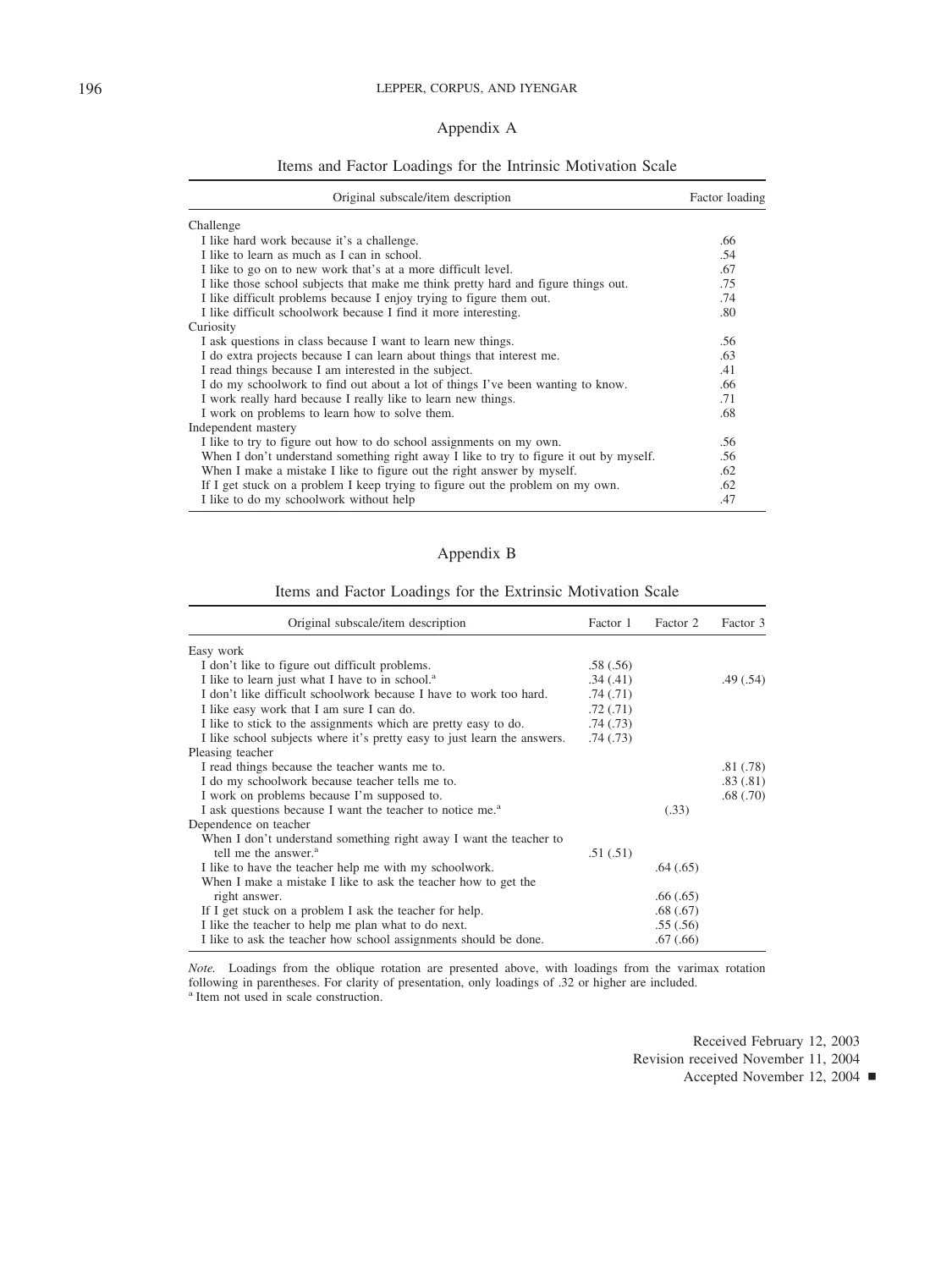## Appendix A

### Items and Factor Loadings for the Intrinsic Motivation Scale

| Original subscale/item description | Factor loading |
|---|---|
| Challenge | |
| I like hard work because it's a challenge. | .66 |
| I like to learn as much as I can in school. | .54 |
| I like to go on to new work that's at a more difficult level. | .67 |
| I like those school subjects that make me think pretty hard and figure things out. | .75 |
| I like difficult problems because I enjoy trying to figure them out. | .74 |
| I like difficult schoolwork because I find it more interesting. | .80 |
| Curiosity | |
| I ask questions in class because I want to learn new things. | .56 |
| I do extra projects because I can learn about things that interest me. | .63 |
| I read things because I am interested in the subject. | .41 |
| I do my schoolwork to find out about a lot of things I've been wanting to know. | .66 |
| I work really hard because I really like to learn new things. | .71 |
| I work on problems to learn how to solve them. | .68 |
| Independent mastery | |
| I like to try to figure out how to do school assignments on my own. | .56 |
| When I don't understand something right away I like to try to figure it out by myself. | .56 |
| When I make a mistake I like to figure out the right answer by myself. | .62 |
| If I get stuck on a problem I keep trying to figure out the problem on my own. | .62 |
| I like to do my schoolwork without help | .47 |

## Appendix B

### Items and Factor Loadings for the Extrinsic Motivation Scale

| Original subscale/item description | Factor 1 | Factor 2 | Factor 3 |
|---|---|---|---|
| Easy work | | | |
| I don't like to figure out difficult problems. | .58 (.56) | | |
| I like to learn just what I have to in school.[a] | .34 (.41) | | .49 (.54) |
| I don't like difficult schoolwork because I have to work too hard. | .74 (.71) | | |
| I like easy work that I am sure I can do. | .72 (.71) | | |
| I like to stick to the assignments which are pretty easy to do. | .74 (.73) | | |
| I like school subjects where it's pretty easy to just learn the answers. | .74 (.73) | | |
| Pleasing teacher | | | |
| I read things because the teacher wants me to. | | | .81 (.78) |
| I do my schoolwork because teacher tells me to. | | | .83 (.81) |
| I work on problems because I'm supposed to. | | | .68 (.70) |
| I ask questions because I want the teacher to notice me.[a] | | (.33) | |
| Dependence on teacher | | | |
| When I don't understand something right away I want the teacher to tell me the answer.[a] | .51 (.51) | | |
| I like to have the teacher help me with my schoolwork. | | .64 (.65) | |
| When I make a mistake I like to ask the teacher how to get the right answer. | | .66 (.65) | |
| If I get stuck on a problem I ask the teacher for help. | | .68 (.67) | |
| I like the teacher to help me plan what to do next. | | .55 (.56) | |
| I like to ask the teacher how school assignments should be done. | | .67 (.66) | |

*Note.* Loadings from the oblique rotation are presented above, with loadings from the varimax rotation following in parentheses. For clarity of presentation, only loadings of .32 or higher are included.
[a] Item not used in scale construction.

Received February 12, 2003
Revision received November 11, 2004
Accepted November 12, 2004 ■